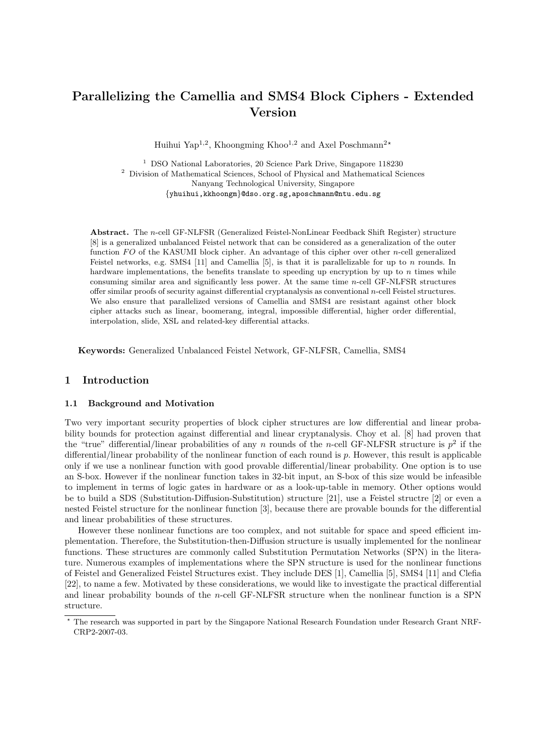# Parallelizing the Camellia and SMS4 Block Ciphers - Extended Version

Huihui Yap[1,2], Khoongming Khoo[1,2] and Axel Poschmann[2*]

[1] DSO National Laboratories, 20 Science Park Drive, Singapore 118230
[2] Division of Mathematical Sciences, School of Physical and Mathematical Sciences
Nanyang Technological University, Singapore
{yhuihui,kkhoongm}@dso.org.sg,aposchmann@ntu.edu.sg

**Abstract.** The $n$-cell GF-NLFSR (Generalized Feistel-NonLinear Feedback Shift Register) structure [8] is a generalized unbalanced Feistel network that can be considered as a generalization of the outer function $FO$ of the KASUMI block cipher. An advantage of this cipher over other $n$-cell generalized Feistel networks, e.g. SMS4 [11] and Camellia [5], is that it is parallelizable for up to $n$ rounds. In hardware implementations, the benefits translate to speeding up encryption by up to $n$ times while consuming similar area and significantly less power. At the same time $n$-cell GF-NLFSR structures offer similar proofs of security against differential cryptanalysis as conventional $n$-cell Feistel structures. We also ensure that parallelized versions of Camellia and SMS4 are resistant against other block cipher attacks such as linear, boomerang, integral, impossible differential, higher order differential, interpolation, slide, XSL and related-key differential attacks.

**Keywords:** Generalized Unbalanced Feistel Network, GF-NLFSR, Camellia, SMS4

## 1 Introduction

### 1.1 Background and Motivation

Two very important security properties of block cipher structures are low differential and linear probability bounds for protection against differential and linear cryptanalysis. Choy et al. [8] had proven that the "true" differential/linear probabilities of any $n$ rounds of the $n$-cell GF-NLFSR structure is $p^2$ if the differential/linear probability of the nonlinear function of each round is $p$. However, this result is applicable only if we use a nonlinear function with good provable differential/linear probability. One option is to use an S-box. However if the nonlinear function takes in 32-bit input, an S-box of this size would be infeasible to implement in terms of logic gates in hardware or as a look-up-table in memory. Other options would be to build a SDS (Substitution-Diffusion-Substitution) structure [21], use a Feistel structre [2] or even a nested Feistel structure for the nonlinear function [3], because there are provable bounds for the differential and linear probabilities of these structures.

However these nonlinear functions are too complex, and not suitable for space and speed efficient implementation. Therefore, the Substitution-then-Diffusion structure is usually implemented for the nonlinear functions. These structures are commonly called Substitution Permutation Networks (SPN) in the literature. Numerous examples of implementations where the SPN structure is used for the nonlinear functions of Feistel and Generalized Feistel Structures exist. They include DES [1], Camellia [5], SMS4 [11] and Clefia [22], to name a few. Motivated by these considerations, we would like to investigate the practical differential and linear probability bounds of the $n$-cell GF-NLFSR structure when the nonlinear function is a SPN structure.

* The research was supported in part by the Singapore National Research Foundation under Research Grant NRF-CRP2-2007-03.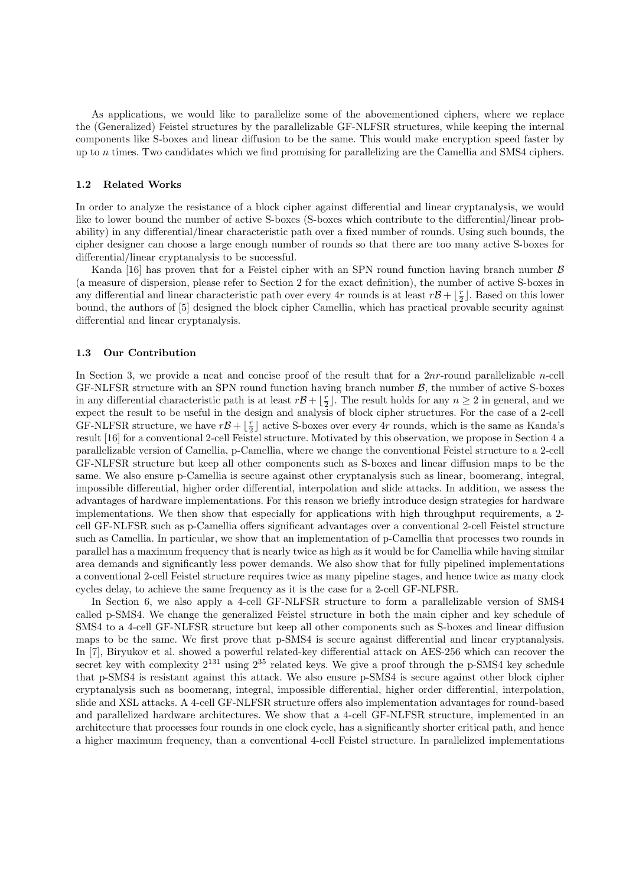As applications, we would like to parallelize some of the abovementioned ciphers, where we replace the (Generalized) Feistel structures by the parallelizable GF-NLFSR structures, while keeping the internal components like S-boxes and linear diffusion to be the same. This would make encryption speed faster by up to $n$ times. Two candidates which we find promising for parallelizing are the Camellia and SMS4 ciphers.

### 1.2 Related Works

In order to analyze the resistance of a block cipher against differential and linear cryptanalysis, we would like to lower bound the number of active S-boxes (S-boxes which contribute to the differential/linear probability) in any differential/linear characteristic path over a fixed number of rounds. Using such bounds, the cipher designer can choose a large enough number of rounds so that there are too many active S-boxes for differential/linear cryptanalysis to be successful.

Kanda [16] has proven that for a Feistel cipher with an SPN round function having branch number $\mathcal{B}$ (a measure of dispersion, please refer to Section 2 for the exact definition), the number of active S-boxes in any differential and linear characteristic path over every $4r$ rounds is at least $r\mathcal{B} + \lfloor \frac{r}{2} \rfloor$. Based on this lower bound, the authors of [5] designed the block cipher Camellia, which has practical provable security against differential and linear cryptanalysis.

### 1.3 Our Contribution

In Section 3, we provide a neat and concise proof of the result that for a $2nr$-round parallelizable $n$-cell GF-NLFSR structure with an SPN round function having branch number $\mathcal{B}$, the number of active S-boxes in any differential characteristic path is at least $r\mathcal{B} + \lfloor \frac{r}{2} \rfloor$. The result holds for any $n \geq 2$ in general, and we expect the result to be useful in the design and analysis of block cipher structures. For the case of a 2-cell GF-NLFSR structure, we have $r\mathcal{B} + \lfloor \frac{r}{2} \rfloor$ active S-boxes over every $4r$ rounds, which is the same as Kanda's result [16] for a conventional 2-cell Feistel structure. Motivated by this observation, we propose in Section 4 a parallelizable version of Camellia, p-Camellia, where we change the conventional Feistel structure to a 2-cell GF-NLFSR structure but keep all other components such as S-boxes and linear diffusion maps to be the same. We also ensure p-Camellia is secure against other cryptanalysis such as linear, boomerang, integral, impossible differential, higher order differential, interpolation and slide attacks. In addition, we assess the advantages of hardware implementations. For this reason we briefly introduce design strategies for hardware implementations. We then show that especially for applications with high throughput requirements, a 2-cell GF-NLFSR such as p-Camellia offers significant advantages over a conventional 2-cell Feistel structure such as Camellia. In particular, we show that an implementation of p-Camellia that processes two rounds in parallel has a maximum frequency that is nearly twice as high as it would be for Camellia while having similar area demands and significantly less power demands. We also show that for fully pipelined implementations a conventional 2-cell Feistel structure requires twice as many pipeline stages, and hence twice as many clock cycles delay, to achieve the same frequency as it is the case for a 2-cell GF-NLFSR.

In Section 6, we also apply a 4-cell GF-NLFSR structure to form a parallelizable version of SMS4 called p-SMS4. We change the generalized Feistel structure in both the main cipher and key schedule of SMS4 to a 4-cell GF-NLFSR structure but keep all other components such as S-boxes and linear diffusion maps to be the same. We first prove that p-SMS4 is secure against differential and linear cryptanalysis. In [7], Biryukov et al. showed a powerful related-key differential attack on AES-256 which can recover the secret key with complexity $2^{131}$ using $2^{35}$ related keys. We give a proof through the p-SMS4 key schedule that p-SMS4 is resistant against this attack. We also ensure p-SMS4 is secure against other block cipher cryptanalysis such as boomerang, integral, impossible differential, higher order differential, interpolation, slide and XSL attacks. A 4-cell GF-NLFSR structure offers also implementation advantages for round-based and parallelized hardware architectures. We show that a 4-cell GF-NLFSR structure, implemented in an architecture that processes four rounds in one clock cycle, has a significantly shorter critical path, and hence a higher maximum frequency, than a conventional 4-cell Feistel structure. In parallelized implementations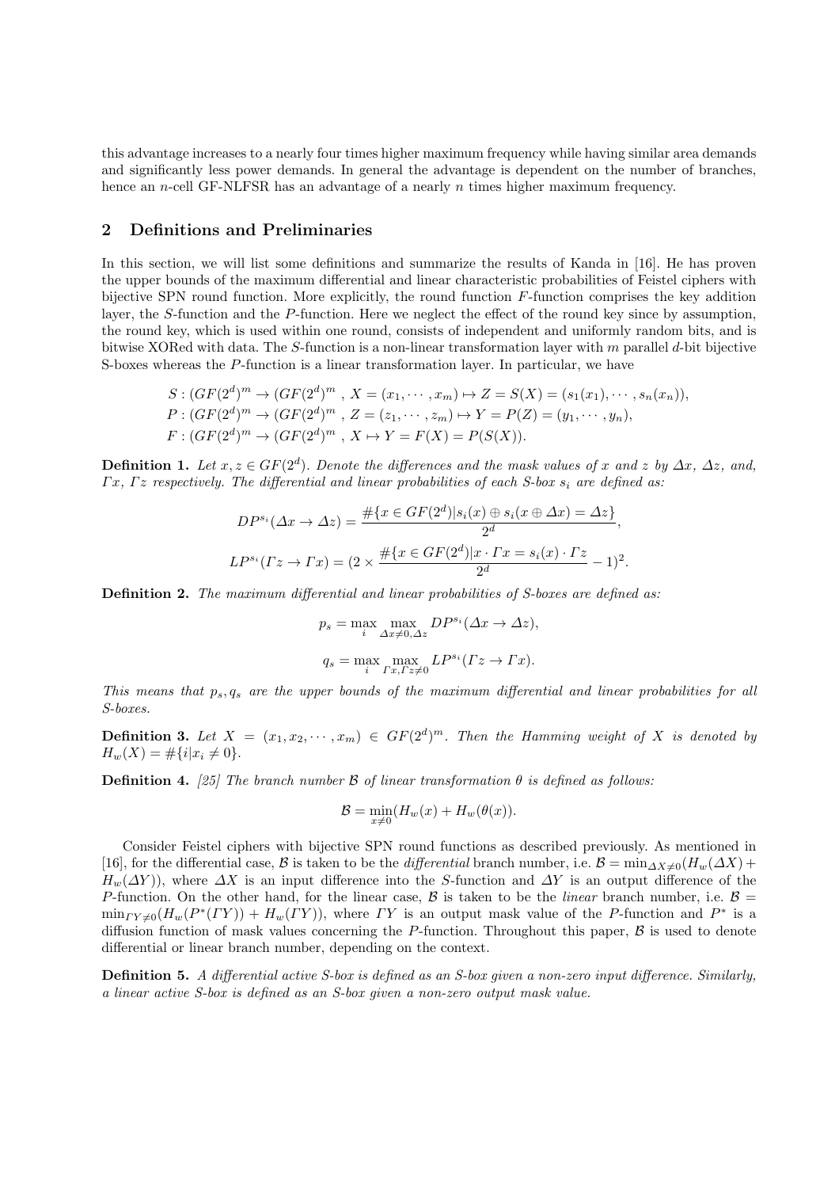this advantage increases to a nearly four times higher maximum frequency while having similar area demands and significantly less power demands. In general the advantage is dependent on the number of branches, hence an $n$-cell GF-NLFSR has an advantage of a nearly $n$ times higher maximum frequency.

## 2 Definitions and Preliminaries

In this section, we will list some definitions and summarize the results of Kanda in [16]. He has proven the upper bounds of the maximum differential and linear characteristic probabilities of Feistel ciphers with bijective SPN round function. More explicitly, the round function $F$-function comprises the key addition layer, the $S$-function and the $P$-function. Here we neglect the effect of the round key since by assumption, the round key, which is used within one round, consists of independent and uniformly random bits, and is bitwise XORed with data. The $S$-function is a non-linear transformation layer with $m$ parallel $d$-bit bijective S-boxes whereas the $P$-function is a linear transformation layer. In particular, we have

$$S : (GF(2^d)^m \to (GF(2^d)^m \ , \ X = (x_1, \cdots, x_m) \mapsto Z = S(X) = (s_1(x_1), \cdots, s_n(x_n)),$$
$$P : (GF(2^d)^m \to (GF(2^d)^m \ , \ Z = (z_1, \cdots, z_m) \mapsto Y = P(Z) = (y_1, \cdots, y_n),$$
$$F : (GF(2^d)^m \to (GF(2^d)^m \ , \ X \mapsto Y = F(X) = P(S(X)).$$

**Definition 1.** *Let $x, z \in GF(2^d)$. Denote the differences and the mask values of $x$ and $z$ by $\Delta x$, $\Delta z$, and, $\Gamma x$, $\Gamma z$ respectively. The differential and linear probabilities of each S-box $s_i$ are defined as:*

$$DP^{s_i}(\Delta x \to \Delta z) = \frac{\#\{x \in GF(2^d) | s_i(x) \oplus s_i(x \oplus \Delta x) = \Delta z\}}{2^d},$$

$$LP^{s_i}(\Gamma z \to \Gamma x) = (2 \times \frac{\#\{x \in GF(2^d) | x \cdot \Gamma x = s_i(x) \cdot \Gamma z}{2^d} - 1)^2.$$

**Definition 2.** *The maximum differential and linear probabilities of S-boxes are defined as:*

$$p_s = \max_i \max_{\Delta x \neq 0, \Delta z} DP^{s_i}(\Delta x \to \Delta z),$$

$$q_s = \max_i \max_{\Gamma x, \Gamma z \neq 0} LP^{s_i}(\Gamma z \to \Gamma x).$$

*This means that $p_s, q_s$ are the upper bounds of the maximum differential and linear probabilities for all S-boxes.*

**Definition 3.** *Let $X = (x_1, x_2, \cdots, x_m) \in GF(2^d)^m$. Then the Hamming weight of $X$ is denoted by $H_w(X) = \#\{i | x_i \neq 0\}$.*

**Definition 4.** *[25] The branch number $\mathcal{B}$ of linear transformation $\theta$ is defined as follows:*

$$\mathcal{B} = \min_{x \neq 0} (H_w(x) + H_w(\theta(x))).$$

Consider Feistel ciphers with bijective SPN round functions as described previously. As mentioned in [16], for the differential case, $\mathcal{B}$ is taken to be the *differential* branch number, i.e. $\mathcal{B} = \min_{\Delta X \neq 0}(H_w(\Delta X) + H_w(\Delta Y))$, where $\Delta X$ is an input difference into the $S$-function and $\Delta Y$ is an output difference of the $P$-function. On the other hand, for the linear case, $\mathcal{B}$ is taken to be the *linear* branch number, i.e. $\mathcal{B} = \min_{\Gamma Y \neq 0}(H_w(P^*(\Gamma Y)) + H_w(\Gamma Y))$, where $\Gamma Y$ is an output mask value of the $P$-function and $P^*$ is a diffusion function of mask values concerning the $P$-function. Throughout this paper, $\mathcal{B}$ is used to denote differential or linear branch number, depending on the context.

**Definition 5.** *A differential active S-box is defined as an S-box given a non-zero input difference. Similarly, a linear active S-box is defined as an S-box given a non-zero output mask value.*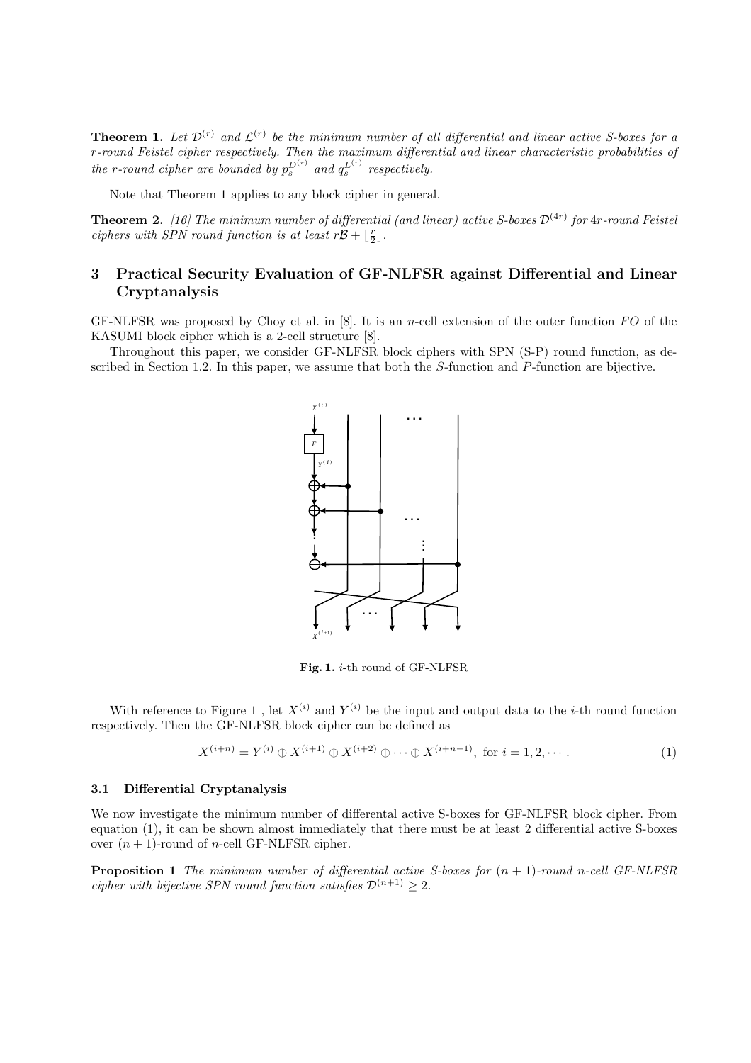**Theorem 1.** *Let $\mathcal{D}^{(r)}$ and $\mathcal{L}^{(r)}$ be the minimum number of all differential and linear active S-boxes for a r-round Feistel cipher respectively. Then the maximum differential and linear characteristic probabilities of the r-round cipher are bounded by $p_s^{\mathcal{D}^{(r)}}$ and $q_s^{\mathcal{L}^{(r)}}$ respectively.*

Note that Theorem 1 applies to any block cipher in general.

**Theorem 2.** *[16] The minimum number of differential (and linear) active S-boxes $\mathcal{D}^{(4r)}$ for 4r-round Feistel ciphers with SPN round function is at least $r\mathcal{B} + \lfloor \frac{r}{2} \rfloor$.*

## 3 Practical Security Evaluation of GF-NLFSR against Differential and Linear Cryptanalysis

GF-NLFSR was proposed by Choy et al. in [8]. It is an $n$-cell extension of the outer function $FO$ of the KASUMI block cipher which is a 2-cell structure [8].

Throughout this paper, we consider GF-NLFSR block ciphers with SPN (S-P) round function, as described in Section 1.2. In this paper, we assume that both the $S$-function and $P$-function are bijective.

**Fig. 1.** $i$-th round of GF-NLFSR

With reference to Figure 1 , let $X^{(i)}$ and $Y^{(i)}$ be the input and output data to the $i$-th round function respectively. Then the GF-NLFSR block cipher can be defined as

$$X^{(i+n)} = Y^{(i)} \oplus X^{(i+1)} \oplus X^{(i+2)} \oplus \cdots \oplus X^{(i+n-1)}, \text{ for } i = 1, 2, \cdots . \tag{1}$$

### 3.1 Differential Cryptanalysis

We now investigate the minimum number of differental active S-boxes for GF-NLFSR block cipher. From equation (1), it can be shown almost immediately that there must be at least 2 differential active S-boxes over $(n+1)$-round of $n$-cell GF-NLFSR cipher.

**Proposition 1** *The minimum number of differential active S-boxes for $(n+1)$-round n-cell GF-NLFSR cipher with bijective SPN round function satisfies $\mathcal{D}^{(n+1)} \geq 2$.*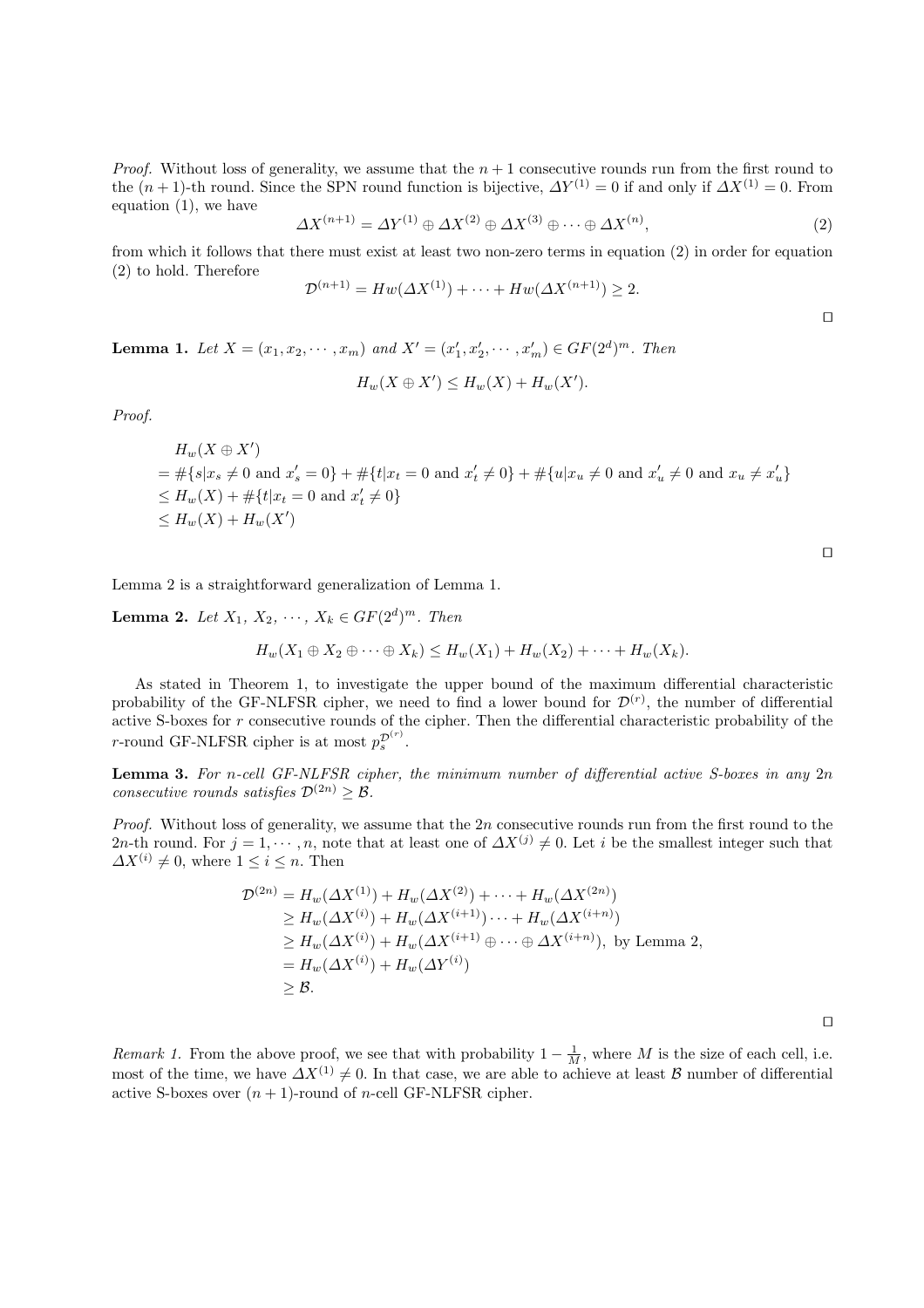*Proof.* Without loss of generality, we assume that the $n+1$ consecutive rounds run from the first round to the $(n+1)$-th round. Since the SPN round function is bijective, $\Delta Y^{(1)} = 0$ if and only if $\Delta X^{(1)} = 0$. From equation (1), we have

$$\Delta X^{(n+1)} = \Delta Y^{(1)} \oplus \Delta X^{(2)} \oplus \Delta X^{(3)} \oplus \cdots \oplus \Delta X^{(n)}, \tag{2}$$

from which it follows that there must exist at least two non-zero terms in equation (2) in order for equation (2) to hold. Therefore

$$\mathcal{D}^{(n+1)} = Hw(\Delta X^{(1)}) + \cdots + Hw(\Delta X^{(n+1)}) \geq 2.$$

□

**Lemma 1.** *Let $X = (x_1, x_2, \cdots, x_m)$ and $X' = (x'_1, x'_2, \cdots, x'_m) \in GF(2^d)^m$. Then*

$$H_w(X \oplus X') \leq H_w(X) + H_w(X').$$

*Proof.*

$$\begin{aligned}
&H_w(X \oplus X') \\
&= \#\{s | x_s \neq 0 \text{ and } x'_s = 0\} + \#\{t | x_t = 0 \text{ and } x'_t \neq 0\} + \#\{u | x_u \neq 0 \text{ and } x'_u \neq 0 \text{ and } x_u \neq x'_u\} \\
&\leq H_w(X) + \#\{t | x_t = 0 \text{ and } x'_t \neq 0\} \\
&\leq H_w(X) + H_w(X')
\end{aligned}$$

□

Lemma 2 is a straightforward generalization of Lemma 1.

**Lemma 2.** *Let $X_1, X_2, \cdots, X_k \in GF(2^d)^m$. Then*

$$H_w(X_1 \oplus X_2 \oplus \cdots \oplus X_k) \leq H_w(X_1) + H_w(X_2) + \cdots + H_w(X_k).$$

As stated in Theorem 1, to investigate the upper bound of the maximum differential characteristic probability of the GF-NLFSR cipher, we need to find a lower bound for $\mathcal{D}^{(r)}$, the number of differential active S-boxes for $r$ consecutive rounds of the cipher. Then the differential characteristic probability of the $r$-round GF-NLFSR cipher is at most $p_s^{\mathcal{D}^{(r)}}$.

**Lemma 3.** *For $n$-cell GF-NLFSR cipher, the minimum number of differential active S-boxes in any $2n$ consecutive rounds satisfies $\mathcal{D}^{(2n)} \geq \mathcal{B}$.*

*Proof.* Without loss of generality, we assume that the $2n$ consecutive rounds run from the first round to the $2n$-th round. For $j = 1, \cdots, n$, note that at least one of $\Delta X^{(j)} \neq 0$. Let $i$ be the smallest integer such that $\Delta X^{(i)} \neq 0$, where $1 \leq i \leq n$. Then

$$\begin{aligned}
\mathcal{D}^{(2n)} &= H_w(\Delta X^{(1)}) + H_w(\Delta X^{(2)}) + \cdots + H_w(\Delta X^{(2n)}) \\
&\geq H_w(\Delta X^{(i)}) + H_w(\Delta X^{(i+1)}) \cdots + H_w(\Delta X^{(i+n)}) \\
&\geq H_w(\Delta X^{(i)}) + H_w(\Delta X^{(i+1)} \oplus \cdots \oplus \Delta X^{(i+n)}), \text{ by Lemma 2,} \\
&= H_w(\Delta X^{(i)}) + H_w(\Delta Y^{(i)}) \\
&\geq \mathcal{B}.
\end{aligned}$$

□

*Remark 1.* From the above proof, we see that with probability $1 - \frac{1}{M}$, where $M$ is the size of each cell, i.e. most of the time, we have $\Delta X^{(1)} \neq 0$. In that case, we are able to achieve at least $\mathcal{B}$ number of differential active S-boxes over $(n+1)$-round of $n$-cell GF-NLFSR cipher.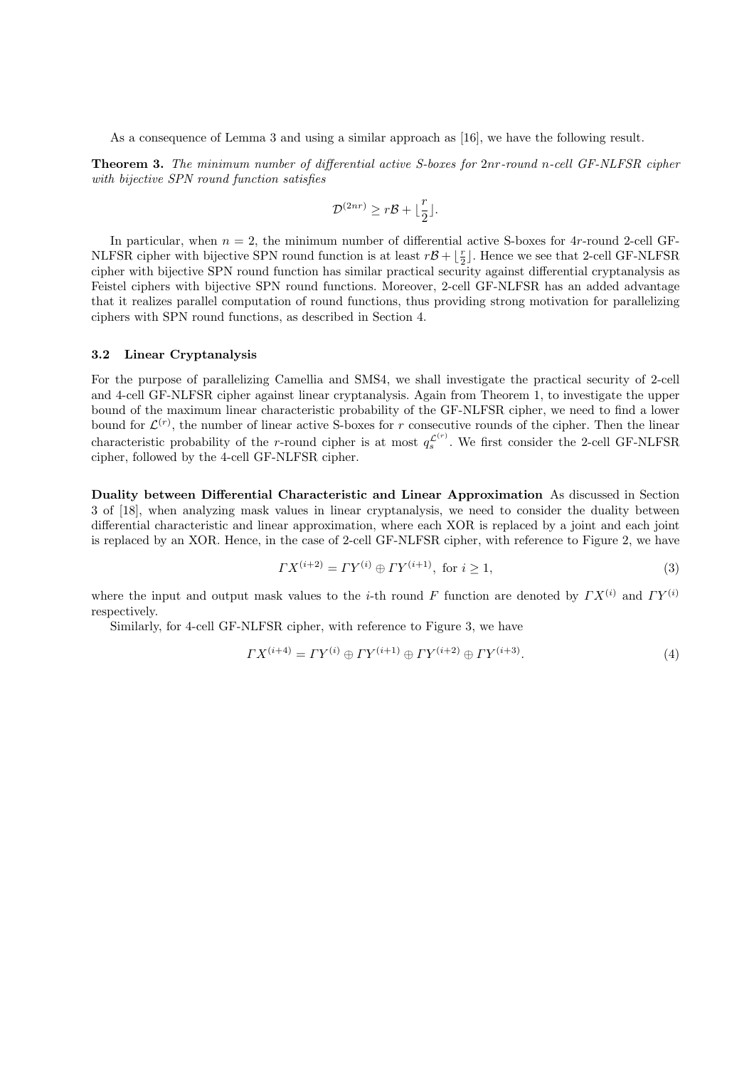As a consequence of Lemma 3 and using a similar approach as [16], we have the following result.

**Theorem 3.** *The minimum number of differential active S-boxes for $2nr$-round $n$-cell GF-NLFSR cipher with bijective SPN round function satisfies*

$$\mathcal{D}^{(2nr)} \geq r\mathcal{B} + \lfloor \frac{r}{2} \rfloor.$$

In particular, when $n = 2$, the minimum number of differential active S-boxes for $4r$-round 2-cell GF-NLFSR cipher with bijective SPN round function is at least $r\mathcal{B} + \lfloor \frac{r}{2} \rfloor$. Hence we see that 2-cell GF-NLFSR cipher with bijective SPN round function has similar practical security against differential cryptanalysis as Feistel ciphers with bijective SPN round functions. Moreover, 2-cell GF-NLFSR has an added advantage that it realizes parallel computation of round functions, thus providing strong motivation for parallelizing ciphers with SPN round functions, as described in Section 4.

### 3.2 Linear Cryptanalysis

For the purpose of parallelizing Camellia and SMS4, we shall investigate the practical security of 2-cell and 4-cell GF-NLFSR cipher against linear cryptanalysis. Again from Theorem 1, to investigate the upper bound of the maximum linear characteristic probability of the GF-NLFSR cipher, we need to find a lower bound for $\mathcal{L}^{(r)}$, the number of linear active S-boxes for $r$ consecutive rounds of the cipher. Then the linear characteristic probability of the $r$-round cipher is at most $q_s^{\mathcal{L}^{(r)}}$. We first consider the 2-cell GF-NLFSR cipher, followed by the 4-cell GF-NLFSR cipher.

**Duality between Differential Characteristic and Linear Approximation** As discussed in Section 3 of [18], when analyzing mask values in linear cryptanalysis, we need to consider the duality between differential characteristic and linear approximation, where each XOR is replaced by a joint and each joint is replaced by an XOR. Hence, in the case of 2-cell GF-NLFSR cipher, with reference to Figure 2, we have

$$\Gamma X^{(i+2)} = \Gamma Y^{(i)} \oplus \Gamma Y^{(i+1)}, \text{ for } i \geq 1, \tag{3}$$

where the input and output mask values to the $i$-th round $F$ function are denoted by $\Gamma X^{(i)}$ and $\Gamma Y^{(i)}$ respectively.

Similarly, for 4-cell GF-NLFSR cipher, with reference to Figure 3, we have

$$\Gamma X^{(i+4)} = \Gamma Y^{(i)} \oplus \Gamma Y^{(i+1)} \oplus \Gamma Y^{(i+2)} \oplus \Gamma Y^{(i+3)}. \tag{4}$$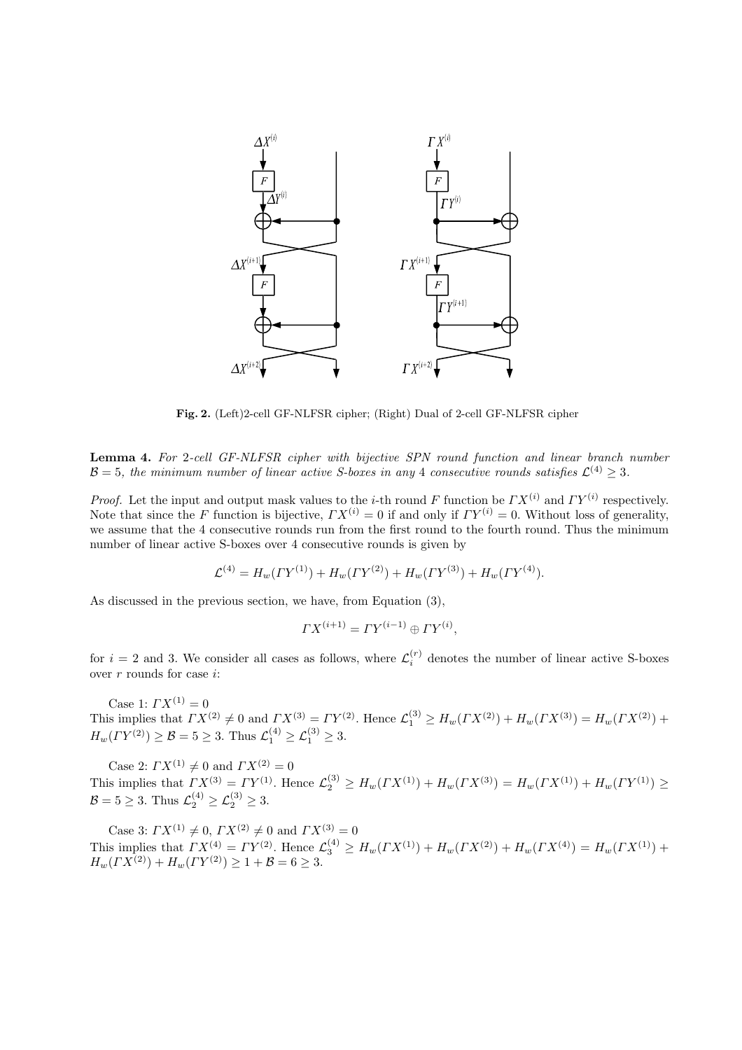**Fig. 2.** (Left)2-cell GF-NLFSR cipher; (Right) Dual of 2-cell GF-NLFSR cipher

**Lemma 4.** *For 2-cell GF-NLFSR cipher with bijective SPN round function and linear branch number $\mathcal{B} = 5$, the minimum number of linear active S-boxes in any 4 consecutive rounds satisfies $\mathcal{L}^{(4)} \geq 3$.*

*Proof.* Let the input and output mask values to the $i$-th round $F$ function be $\Gamma X^{(i)}$ and $\Gamma Y^{(i)}$ respectively. Note that since the $F$ function is bijective, $\Gamma X^{(i)} = 0$ if and only if $\Gamma Y^{(i)} = 0$. Without loss of generality, we assume that the 4 consecutive rounds run from the first round to the fourth round. Thus the minimum number of linear active S-boxes over 4 consecutive rounds is given by

$$\mathcal{L}^{(4)} = H_w(\Gamma Y^{(1)}) + H_w(\Gamma Y^{(2)}) + H_w(\Gamma Y^{(3)}) + H_w(\Gamma Y^{(4)}).$$

As discussed in the previous section, we have, from Equation (3),

$$\Gamma X^{(i+1)} = \Gamma Y^{(i-1)} \oplus \Gamma Y^{(i)},$$

for $i = 2$ and 3. We consider all cases as follows, where $\mathcal{L}_i^{(r)}$ denotes the number of linear active S-boxes over $r$ rounds for case $i$:

Case 1: $\Gamma X^{(1)} = 0$
This implies that $\Gamma X^{(2)} \neq 0$ and $\Gamma X^{(3)} = \Gamma Y^{(2)}$. Hence $\mathcal{L}_1^{(3)} \geq H_w(\Gamma X^{(2)}) + H_w(\Gamma X^{(3)}) = H_w(\Gamma X^{(2)}) + H_w(\Gamma Y^{(2)}) \geq \mathcal{B} = 5 \geq 3$. Thus $\mathcal{L}_1^{(4)} \geq \mathcal{L}_1^{(3)} \geq 3$.

Case 2: $\Gamma X^{(1)} \neq 0$ and $\Gamma X^{(2)} = 0$
This implies that $\Gamma X^{(3)} = \Gamma Y^{(1)}$. Hence $\mathcal{L}_2^{(3)} \geq H_w(\Gamma X^{(1)}) + H_w(\Gamma X^{(3)}) = H_w(\Gamma X^{(1)}) + H_w(\Gamma Y^{(1)}) \geq \mathcal{B} = 5 \geq 3$. Thus $\mathcal{L}_2^{(4)} \geq \mathcal{L}_2^{(3)} \geq 3$.

Case 3: $\Gamma X^{(1)} \neq 0$, $\Gamma X^{(2)} \neq 0$ and $\Gamma X^{(3)} = 0$
This implies that $\Gamma X^{(4)} = \Gamma Y^{(2)}$. Hence $\mathcal{L}_3^{(4)} \geq H_w(\Gamma X^{(1)}) + H_w(\Gamma X^{(2)}) + H_w(\Gamma X^{(4)}) = H_w(\Gamma X^{(1)}) + H_w(\Gamma X^{(2)}) + H_w(\Gamma Y^{(2)}) \geq 1 + \mathcal{B} = 6 \geq 3$.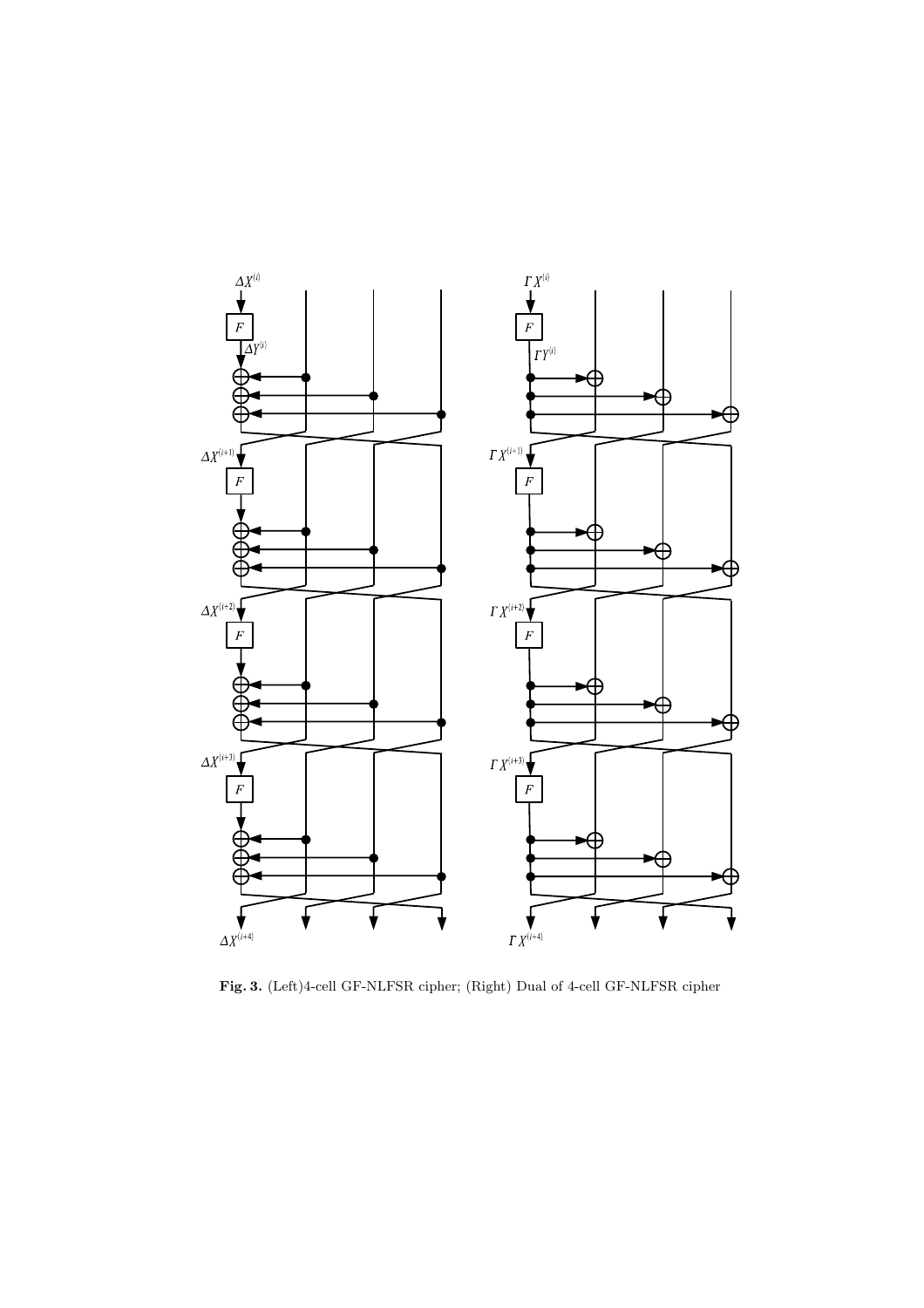**Fig. 3.** (Left)4-cell GF-NLFSR cipher; (Right) Dual of 4-cell GF-NLFSR cipher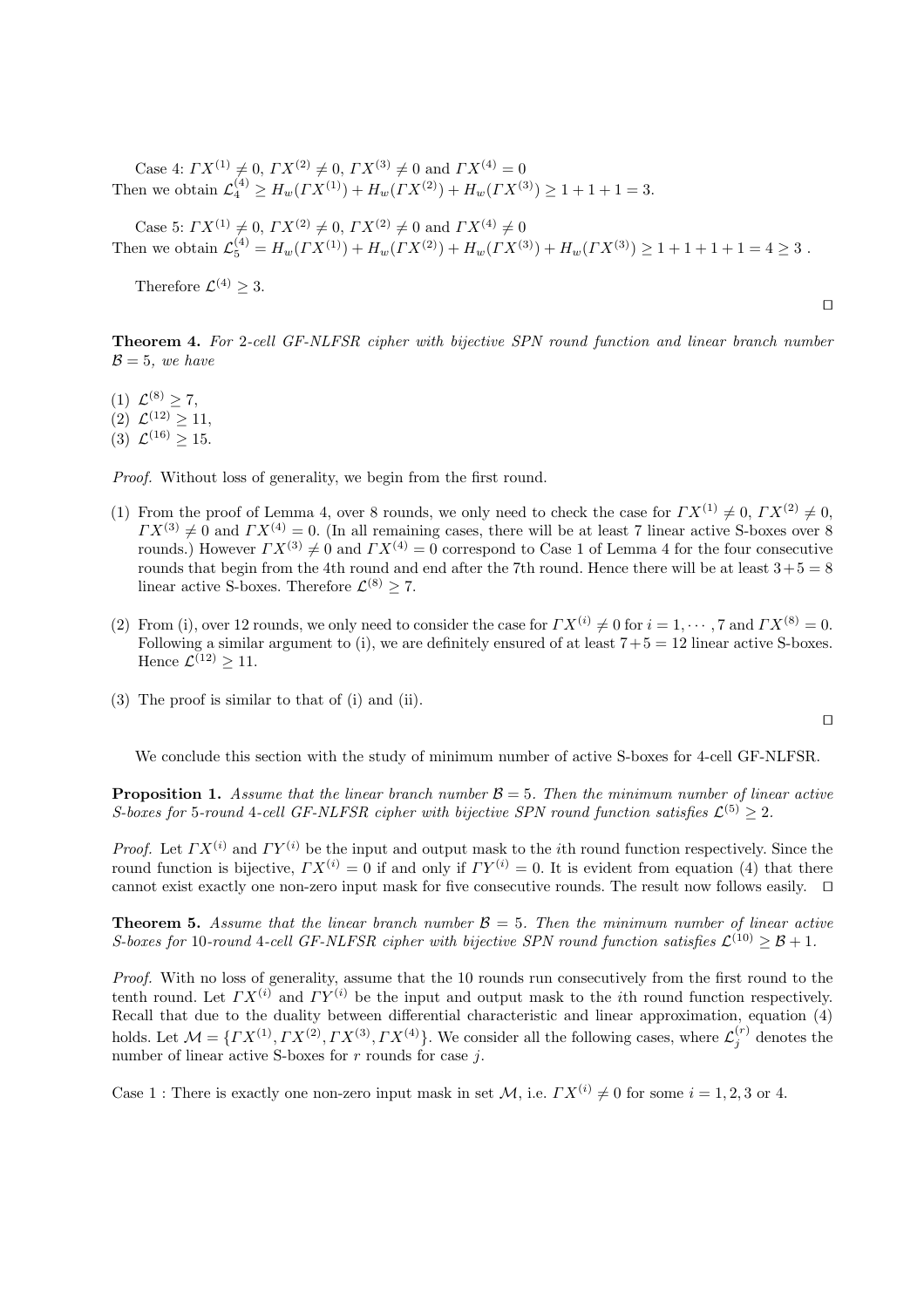Case 4: $\Gamma X^{(1)} \neq 0$, $\Gamma X^{(2)} \neq 0$, $\Gamma X^{(3)} \neq 0$ and $\Gamma X^{(4)} = 0$
Then we obtain $\mathcal{L}_4^{(4)} \geq H_w(\Gamma X^{(1)}) + H_w(\Gamma X^{(2)}) + H_w(\Gamma X^{(3)}) \geq 1 + 1 + 1 = 3$.

Case 5: $\Gamma X^{(1)} \neq 0$, $\Gamma X^{(2)} \neq 0$, $\Gamma X^{(2)} \neq 0$ and $\Gamma X^{(4)} \neq 0$
Then we obtain $\mathcal{L}_5^{(4)} = H_w(\Gamma X^{(1)}) + H_w(\Gamma X^{(2)}) + H_w(\Gamma X^{(3)}) + H_w(\Gamma X^{(3)}) \geq 1 + 1 + 1 + 1 = 4 \geq 3$ .

Therefore $\mathcal{L}^{(4)} \geq 3$.

□

**Theorem 4.** *For 2-cell GF-NLFSR cipher with bijective SPN round function and linear branch number $\mathcal{B} = 5$, we have*

(1) $\mathcal{L}^{(8)} \geq 7$,
(2) $\mathcal{L}^{(12)} \geq 11$,
(3) $\mathcal{L}^{(16)} \geq 15$.

*Proof.* Without loss of generality, we begin from the first round.

(1) From the proof of Lemma 4, over 8 rounds, we only need to check the case for $\Gamma X^{(1)} \neq 0$, $\Gamma X^{(2)} \neq 0$, $\Gamma X^{(3)} \neq 0$ and $\Gamma X^{(4)} = 0$. (In all remaining cases, there will be at least 7 linear active S-boxes over 8 rounds.) However $\Gamma X^{(3)} \neq 0$ and $\Gamma X^{(4)} = 0$ correspond to Case 1 of Lemma 4 for the four consecutive rounds that begin from the 4th round and end after the 7th round. Hence there will be at least $3+5 = 8$ linear active S-boxes. Therefore $\mathcal{L}^{(8)} \geq 7$.

(2) From (i), over 12 rounds, we only need to consider the case for $\Gamma X^{(i)} \neq 0$ for $i = 1, \cdots, 7$ and $\Gamma X^{(8)} = 0$. Following a similar argument to (i), we are definitely ensured of at least $7+5 = 12$ linear active S-boxes. Hence $\mathcal{L}^{(12)} \geq 11$.

(3) The proof is similar to that of (i) and (ii).

□

We conclude this section with the study of minimum number of active S-boxes for 4-cell GF-NLFSR.

**Proposition 1.** *Assume that the linear branch number $\mathcal{B} = 5$. Then the minimum number of linear active S-boxes for 5-round 4-cell GF-NLFSR cipher with bijective SPN round function satisfies $\mathcal{L}^{(5)} \geq 2$.*

*Proof.* Let $\Gamma X^{(i)}$ and $\Gamma Y^{(i)}$ be the input and output mask to the $i$th round function respectively. Since the round function is bijective, $\Gamma X^{(i)} = 0$ if and only if $\Gamma Y^{(i)} = 0$. It is evident from equation (4) that there cannot exist exactly one non-zero input mask for five consecutive rounds. The result now follows easily. □

**Theorem 5.** *Assume that the linear branch number $\mathcal{B} = 5$. Then the minimum number of linear active S-boxes for 10-round 4-cell GF-NLFSR cipher with bijective SPN round function satisfies $\mathcal{L}^{(10)} \geq \mathcal{B} + 1$.*

*Proof.* With no loss of generality, assume that the 10 rounds run consecutively from the first round to the tenth round. Let $\Gamma X^{(i)}$ and $\Gamma Y^{(i)}$ be the input and output mask to the $i$th round function respectively. Recall that due to the duality between differential characteristic and linear approximation, equation (4) holds. Let $\mathcal{M} = \{\Gamma X^{(1)}, \Gamma X^{(2)}, \Gamma X^{(3)}, \Gamma X^{(4)}\}$. We consider all the following cases, where $\mathcal{L}_j^{(r)}$ denotes the number of linear active S-boxes for $r$ rounds for case $j$.

Case 1 : There is exactly one non-zero input mask in set $\mathcal{M}$, i.e. $\Gamma X^{(i)} \neq 0$ for some $i = 1, 2, 3$ or 4.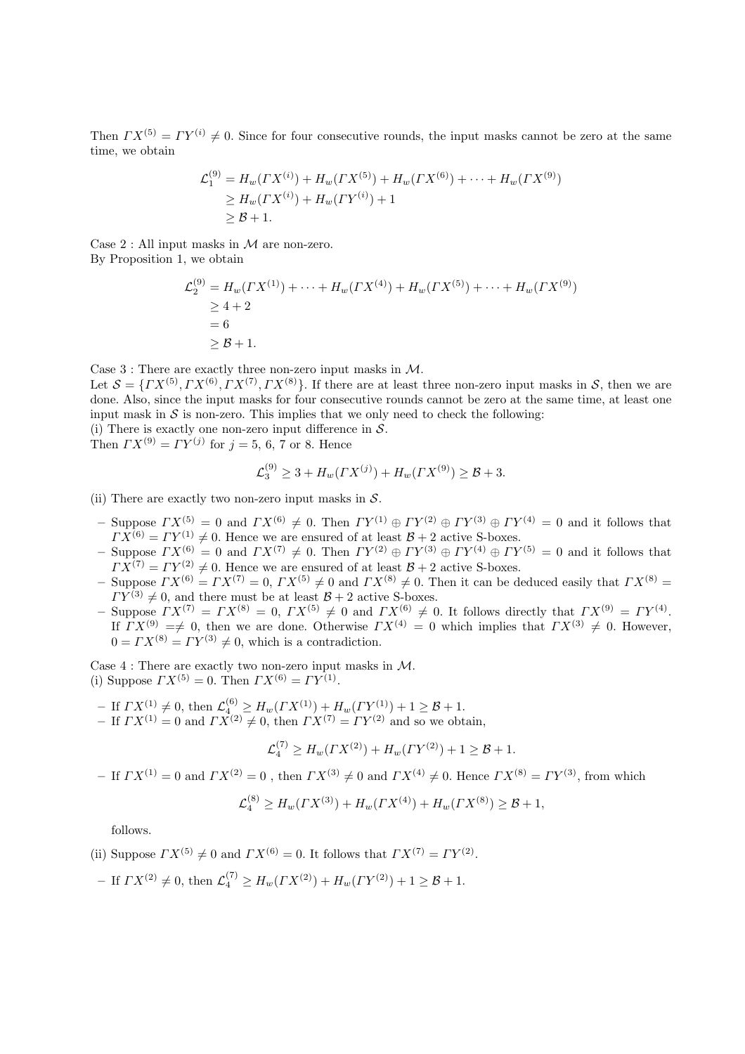Then $\Gamma X^{(5)} = \Gamma Y^{(i)} \neq 0$. Since for four consecutive rounds, the input masks cannot be zero at the same time, we obtain

$$\begin{aligned}
\mathcal{L}_1^{(9)} &= H_w(\Gamma X^{(i)}) + H_w(\Gamma X^{(5)}) + H_w(\Gamma X^{(6)}) + \cdots + H_w(\Gamma X^{(9)}) \\
&\geq H_w(\Gamma X^{(i)}) + H_w(\Gamma Y^{(i)}) + 1 \\
&\geq \mathcal{B} + 1.
\end{aligned}$$

Case 2 : All input masks in $\mathcal{M}$ are non-zero.
By Proposition 1, we obtain

$$\begin{aligned}
\mathcal{L}_2^{(9)} &= H_w(\Gamma X^{(1)}) + \cdots + H_w(\Gamma X^{(4)}) + H_w(\Gamma X^{(5)}) + \cdots + H_w(\Gamma X^{(9)}) \\
&\geq 4 + 2 \\
&= 6 \\
&\geq \mathcal{B} + 1.
\end{aligned}$$

Case 3 : There are exactly three non-zero input masks in $\mathcal{M}$.
Let $\mathcal{S} = \{\Gamma X^{(5)}, \Gamma X^{(6)}, \Gamma X^{(7)}, \Gamma X^{(8)}\}$. If there are at least three non-zero input masks in $\mathcal{S}$, then we are done. Also, since the input masks for four consecutive rounds cannot be zero at the same time, at least one input mask in $\mathcal{S}$ is non-zero. This implies that we only need to check the following:
(i) There is exactly one non-zero input difference in $\mathcal{S}$.
Then $\Gamma X^{(9)} = \Gamma Y^{(j)}$ for $j = 5$, 6, 7 or 8. Hence

$$\mathcal{L}_3^{(9)} \geq 3 + H_w(\Gamma X^{(j)}) + H_w(\Gamma X^{(9)}) \geq \mathcal{B} + 3.$$

(ii) There are exactly two non-zero input masks in $\mathcal{S}$.

- Suppose $\Gamma X^{(5)} = 0$ and $\Gamma X^{(6)} \neq 0$. Then $\Gamma Y^{(1)} \oplus \Gamma Y^{(2)} \oplus \Gamma Y^{(3)} \oplus \Gamma Y^{(4)} = 0$ and it follows that $\Gamma X^{(6)} = \Gamma Y^{(1)} \neq 0$. Hence we are ensured of at least $\mathcal{B} + 2$ active S-boxes.
- Suppose $\Gamma X^{(6)} = 0$ and $\Gamma X^{(7)} \neq 0$. Then $\Gamma Y^{(2)} \oplus \Gamma Y^{(3)} \oplus \Gamma Y^{(4)} \oplus \Gamma Y^{(5)} = 0$ and it follows that $\Gamma X^{(7)} = \Gamma Y^{(2)} \neq 0$. Hence we are ensured of at least $\mathcal{B} + 2$ active S-boxes.
- Suppose $\Gamma X^{(6)} = \Gamma X^{(7)} = 0$, $\Gamma X^{(5)} \neq 0$ and $\Gamma X^{(8)} \neq 0$. Then it can be deduced easily that $\Gamma X^{(8)} = \Gamma Y^{(3)} \neq 0$, and there must be at least $\mathcal{B} + 2$ active S-boxes.
- Suppose $\Gamma X^{(7)} = \Gamma X^{(8)} = 0$, $\Gamma X^{(5)} \neq 0$ and $\Gamma X^{(6)} \neq 0$. It follows directly that $\Gamma X^{(9)} = \Gamma Y^{(4)}$. If $\Gamma X^{(9)} =\neq 0$, then we are done. Otherwise $\Gamma X^{(4)} = 0$ which implies that $\Gamma X^{(3)} \neq 0$. However, $0 = \Gamma X^{(8)} = \Gamma Y^{(3)} \neq 0$, which is a contradiction.

Case 4 : There are exactly two non-zero input masks in $\mathcal{M}$.
(i) Suppose $\Gamma X^{(5)} = 0$. Then $\Gamma X^{(6)} = \Gamma Y^{(1)}$.

- If $\Gamma X^{(1)} \neq 0$, then $\mathcal{L}_4^{(6)} \geq H_w(\Gamma X^{(1)}) + H_w(\Gamma Y^{(1)}) + 1 \geq \mathcal{B} + 1$.
- If $\Gamma X^{(1)} = 0$ and $\Gamma X^{(2)} \neq 0$, then $\Gamma X^{(7)} = \Gamma Y^{(2)}$ and so we obtain,

$$\mathcal{L}_4^{(7)} \geq H_w(\Gamma X^{(2)}) + H_w(\Gamma Y^{(2)}) + 1 \geq \mathcal{B} + 1.$$

- If $\Gamma X^{(1)} = 0$ and $\Gamma X^{(2)} = 0$ , then $\Gamma X^{(3)} \neq 0$ and $\Gamma X^{(4)} \neq 0$. Hence $\Gamma X^{(8)} = \Gamma Y^{(3)}$, from which

$$\mathcal{L}_4^{(8)} \geq H_w(\Gamma X^{(3)}) + H_w(\Gamma X^{(4)}) + H_w(\Gamma X^{(8)}) \geq \mathcal{B} + 1,$$

  follows.

(ii) Suppose $\Gamma X^{(5)} \neq 0$ and $\Gamma X^{(6)} = 0$. It follows that $\Gamma X^{(7)} = \Gamma Y^{(2)}$.

- If $\Gamma X^{(2)} \neq 0$, then $\mathcal{L}_4^{(7)} \geq H_w(\Gamma X^{(2)}) + H_w(\Gamma Y^{(2)}) + 1 \geq \mathcal{B} + 1$.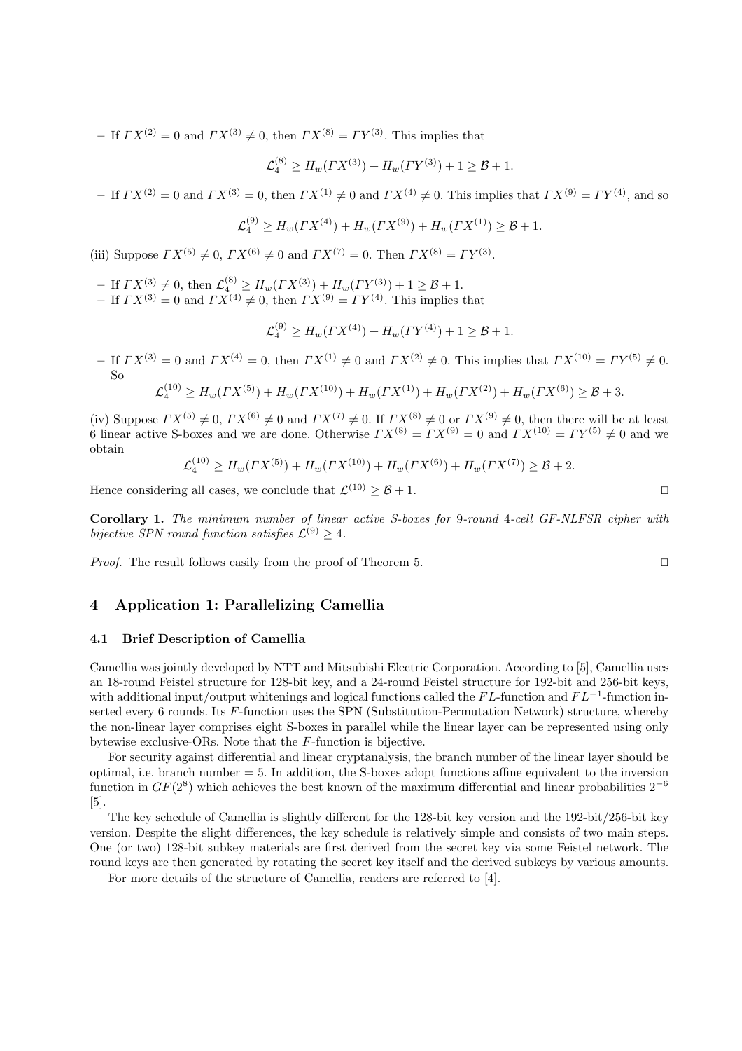– If $\Gamma X^{(2)} = 0$ and $\Gamma X^{(3)} \neq 0$, then $\Gamma X^{(8)} = \Gamma Y^{(3)}$. This implies that

$$\mathcal{L}_4^{(8)} \geq H_w(\Gamma X^{(3)}) + H_w(\Gamma Y^{(3)}) + 1 \geq \mathcal{B} + 1.$$

– If $\Gamma X^{(2)} = 0$ and $\Gamma X^{(3)} = 0$, then $\Gamma X^{(1)} \neq 0$ and $\Gamma X^{(4)} \neq 0$. This implies that $\Gamma X^{(9)} = \Gamma Y^{(4)}$, and so

$$\mathcal{L}_4^{(9)} \geq H_w(\Gamma X^{(4)}) + H_w(\Gamma X^{(9)}) + H_w(\Gamma X^{(1)}) \geq \mathcal{B} + 1.$$

(iii) Suppose $\Gamma X^{(5)} \neq 0$, $\Gamma X^{(6)} \neq 0$ and $\Gamma X^{(7)} = 0$. Then $\Gamma X^{(8)} = \Gamma Y^{(3)}$.

– If $\Gamma X^{(3)} \neq 0$, then $\mathcal{L}_4^{(8)} \geq H_w(\Gamma X^{(3)}) + H_w(\Gamma Y^{(3)}) + 1 \geq \mathcal{B} + 1$.
– If $\Gamma X^{(3)} = 0$ and $\Gamma X^{(4)} \neq 0$, then $\Gamma X^{(9)} = \Gamma Y^{(4)}$. This implies that

$$\mathcal{L}_4^{(9)} \geq H_w(\Gamma X^{(4)}) + H_w(\Gamma Y^{(4)}) + 1 \geq \mathcal{B} + 1.$$

– If $\Gamma X^{(3)} = 0$ and $\Gamma X^{(4)} = 0$, then $\Gamma X^{(1)} \neq 0$ and $\Gamma X^{(2)} \neq 0$. This implies that $\Gamma X^{(10)} = \Gamma Y^{(5)} \neq 0$. So

$$\mathcal{L}_4^{(10)} \geq H_w(\Gamma X^{(5)}) + H_w(\Gamma X^{(10)}) + H_w(\Gamma X^{(1)}) + H_w(\Gamma X^{(2)}) + H_w(\Gamma X^{(6)}) \geq \mathcal{B} + 3.$$

(iv) Suppose $\Gamma X^{(5)} \neq 0$, $\Gamma X^{(6)} \neq 0$ and $\Gamma X^{(7)} \neq 0$. If $\Gamma X^{(8)} \neq 0$ or $\Gamma X^{(9)} \neq 0$, then there will be at least 6 linear active S-boxes and we are done. Otherwise $\Gamma X^{(8)} = \Gamma X^{(9)} = 0$ and $\Gamma X^{(10)} = \Gamma Y^{(5)} \neq 0$ and we obtain

$$\mathcal{L}_4^{(10)} \geq H_w(\Gamma X^{(5)}) + H_w(\Gamma X^{(10)}) + H_w(\Gamma X^{(6)}) + H_w(\Gamma X^{(7)}) \geq \mathcal{B} + 2.$$

Hence considering all cases, we conclude that $\mathcal{L}^{(10)} \geq \mathcal{B} + 1$. □

**Corollary 1.** *The minimum number of linear active S-boxes for 9-round 4-cell GF-NLFSR cipher with bijective SPN round function satisfies* $\mathcal{L}^{(9)} \geq 4$.

*Proof.* The result follows easily from the proof of Theorem 5. □

## 4 Application 1: Parallelizing Camellia

### 4.1 Brief Description of Camellia

Camellia was jointly developed by NTT and Mitsubishi Electric Corporation. According to [5], Camellia uses an 18-round Feistel structure for 128-bit key, and a 24-round Feistel structure for 192-bit and 256-bit keys, with additional input/output whitenings and logical functions called the $FL$-function and $FL^{-1}$-function inserted every 6 rounds. Its $F$-function uses the SPN (Substitution-Permutation Network) structure, whereby the non-linear layer comprises eight S-boxes in parallel while the linear layer can be represented using only bytewise exclusive-ORs. Note that the $F$-function is bijective.

For security against differential and linear cryptanalysis, the branch number of the linear layer should be optimal, i.e. branch number = 5. In addition, the S-boxes adopt functions affine equivalent to the inversion function in $GF(2^8)$ which achieves the best known of the maximum differential and linear probabilities $2^{-6}$ [5].

The key schedule of Camellia is slightly different for the 128-bit key version and the 192-bit/256-bit key version. Despite the slight differences, the key schedule is relatively simple and consists of two main steps. One (or two) 128-bit subkey materials are first derived from the secret key via some Feistel network. The round keys are then generated by rotating the secret key itself and the derived subkeys by various amounts.

For more details of the structure of Camellia, readers are referred to [4].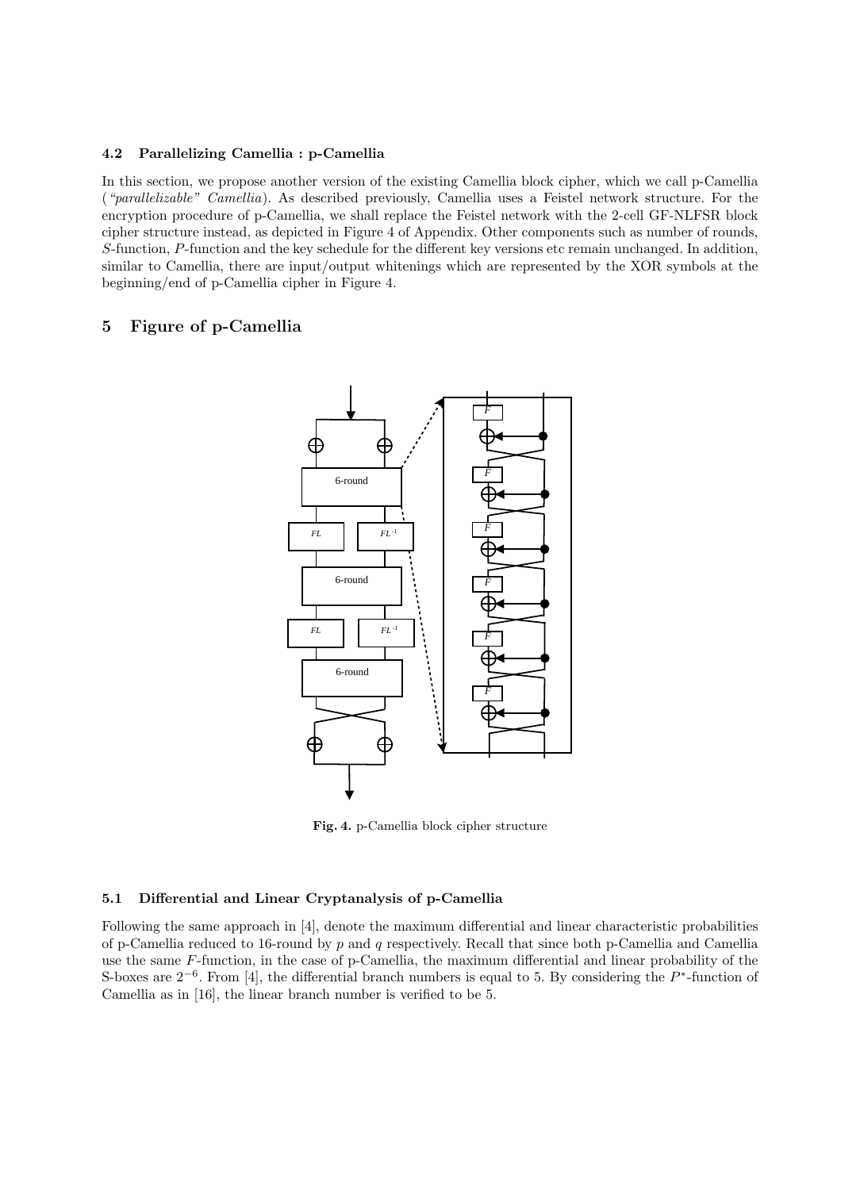### 4.2 Parallelizing Camellia : p-Camellia

In this section, we propose another version of the existing Camellia block cipher, which we call p-Camellia (*"parallelizable" Camellia*). As described previously, Camellia uses a Feistel network structure. For the encryption procedure of p-Camellia, we shall replace the Feistel network with the 2-cell GF-NLFSR block cipher structure instead, as depicted in Figure 4 of Appendix. Other components such as number of rounds, $S$-function, $P$-function and the key schedule for the different key versions etc remain unchanged. In addition, similar to Camellia, there are input/output whitenings which are represented by the XOR symbols at the beginning/end of p-Camellia cipher in Figure 4.

## 5 Figure of p-Camellia

**Fig. 4.** p-Camellia block cipher structure

### 5.1 Differential and Linear Cryptanalysis of p-Camellia

Following the same approach in [4], denote the maximum differential and linear characteristic probabilities of p-Camellia reduced to 16-round by $p$ and $q$ respectively. Recall that since both p-Camellia and Camellia use the same $F$-function, in the case of p-Camellia, the maximum differential and linear probability of the S-boxes are $2^{-6}$. From [4], the differential branch numbers is equal to 5. By considering the $P^*$-function of Camellia as in [16], the linear branch number is verified to be 5.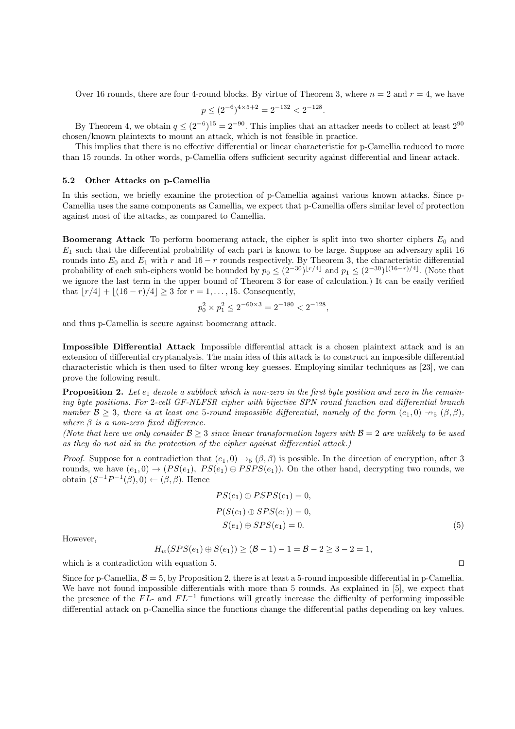Over 16 rounds, there are four 4-round blocks. By virtue of Theorem 3, where $n = 2$ and $r = 4$, we have

$$p \leq (2^{-6})^{4\times 5+2} = 2^{-132} < 2^{-128}.$$

By Theorem 4, we obtain $q \leq (2^{-6})^{15} = 2^{-90}$. This implies that an attacker needs to collect at least $2^{90}$ chosen/known plaintexts to mount an attack, which is not feasible in practice.

This implies that there is no effective differential or linear characteristic for p-Camellia reduced to more than 15 rounds. In other words, p-Camellia offers sufficient security against differential and linear attack.

### 5.2 Other Attacks on p-Camellia

In this section, we briefly examine the protection of p-Camellia against various known attacks. Since p-Camellia uses the same components as Camellia, we expect that p-Camellia offers similar level of protection against most of the attacks, as compared to Camellia.

**Boomerang Attack** To perform boomerang attack, the cipher is split into two shorter ciphers $E_0$ and $E_1$ such that the differential probability of each part is known to be large. Suppose an adversary split 16 rounds into $E_0$ and $E_1$ with $r$ and $16 - r$ rounds respectively. By Theorem 3, the characteristic differential probability of each sub-ciphers would be bounded by $p_0 \leq (2^{-30})^{\lfloor r/4 \rfloor}$ and $p_1 \leq (2^{-30})^{\lfloor (16-r)/4 \rfloor}$. (Note that we ignore the last term in the upper bound of Theorem 3 for ease of calculation.) It can be easily verified that $\lfloor r/4 \rfloor + \lfloor (16 - r)/4 \rfloor \geq 3$ for $r = 1, \ldots, 15$. Consequently,

$$p_0^2 \times p_1^2 \leq 2^{-60\times 3} = 2^{-180} < 2^{-128},$$

and thus p-Camellia is secure against boomerang attack.

**Impossible Differential Attack** Impossible differential attack is a chosen plaintext attack and is an extension of differential cryptanalysis. The main idea of this attack is to construct an impossible differential characteristic which is then used to filter wrong key guesses. Employing similar techniques as [23], we can prove the following result.

**Proposition 2.** *Let $e_1$ denote a subblock which is non-zero in the first byte position and zero in the remaining byte positions. For 2-cell GF-NLFSR cipher with bijective SPN round function and differential branch number $\mathcal{B} \geq 3$, there is at least one 5-round impossible differential, namely of the form $(e_1, 0) \nrightarrow_5 (\beta, \beta)$, where $\beta$ is a non-zero fixed difference.*
*(Note that here we only consider $\mathcal{B} \geq 3$ since linear transformation layers with $\mathcal{B} = 2$ are unlikely to be used as they do not aid in the protection of the cipher against differential attack.)*

*Proof.* Suppose for a contradiction that $(e_1, 0) \rightarrow_5 (\beta, \beta)$ is possible. In the direction of encryption, after 3 rounds, we have $(e_1, 0) \rightarrow (PS(e_1),\ PS(e_1) \oplus PSPS(e_1))$. On the other hand, decrypting two rounds, we obtain $(S^{-1}P^{-1}(\beta), 0) \leftarrow (\beta, \beta)$. Hence

$$\begin{aligned} PS(e_1) \oplus PSPS(e_1) &= 0, \\ P(S(e_1) \oplus SPS(e_1)) &= 0, \\ S(e_1) \oplus SPS(e_1) &= 0. \end{aligned} \tag{5}$$

However,

$$H_w(SPS(e_1) \oplus S(e_1)) \geq (\mathcal{B} - 1) - 1 = \mathcal{B} - 2 \geq 3 - 2 = 1,$$

which is a contradiction with equation 5. $\square$

Since for p-Camellia, $\mathcal{B} = 5$, by Proposition 2, there is at least a 5-round impossible differential in p-Camellia. We have not found impossible differentials with more than 5 rounds. As explained in [5], we expect that the presence of the $FL$- and $FL^{-1}$ functions will greatly increase the difficulty of performing impossible differential attack on p-Camellia since the functions change the differential paths depending on key values.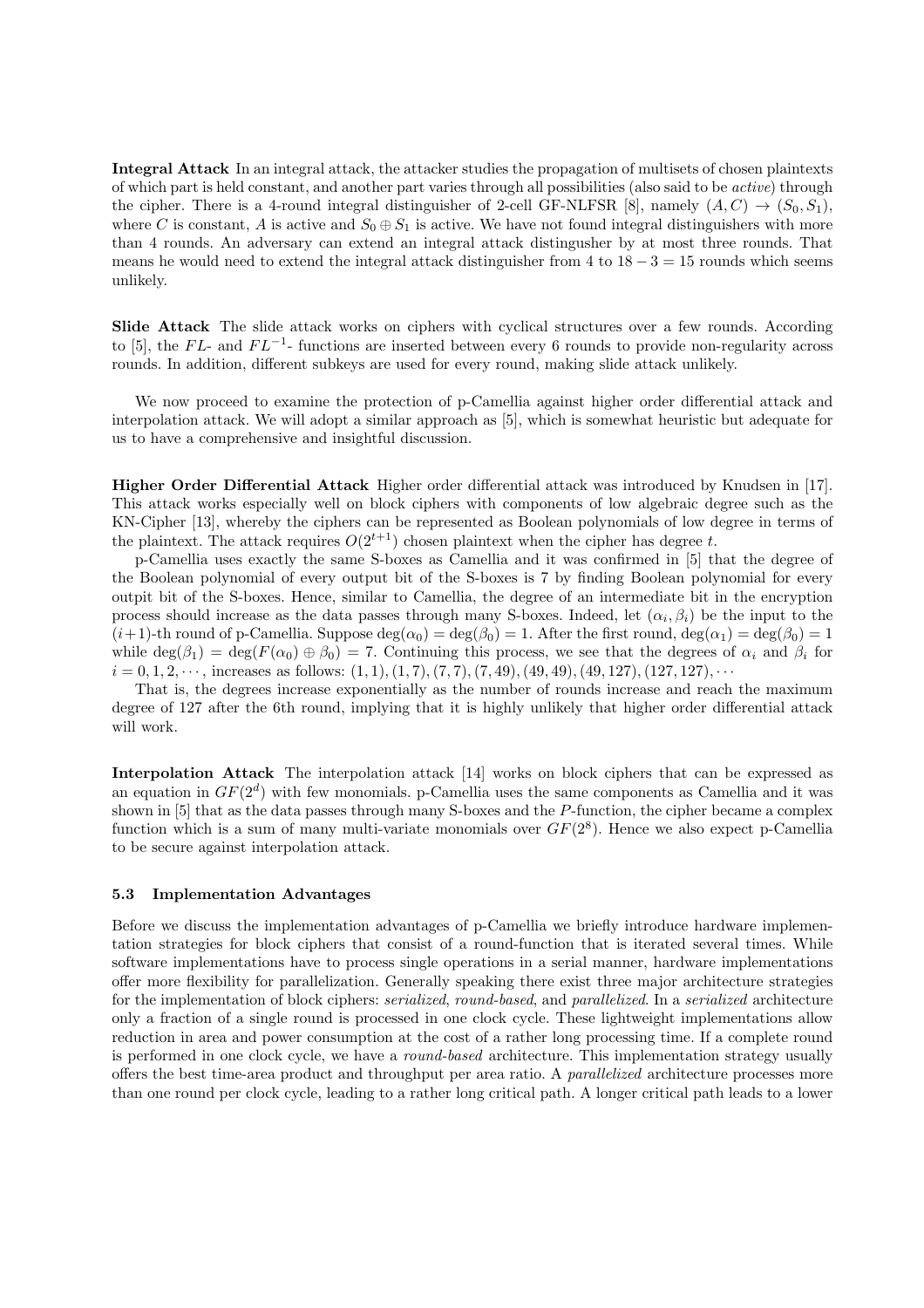**Integral Attack** In an integral attack, the attacker studies the propagation of multisets of chosen plaintexts of which part is held constant, and another part varies through all possibilities (also said to be *active*) through the cipher. There is a 4-round integral distinguisher of 2-cell GF-NLFSR [8], namely $(A, C) \rightarrow (S_0, S_1)$, where $C$ is constant, $A$ is active and $S_0 \oplus S_1$ is active. We have not found integral distinguishers with more than 4 rounds. An adversary can extend an integral attack distingusher by at most three rounds. That means he would need to extend the integral attack distinguisher from 4 to $18 - 3 = 15$ rounds which seems unlikely.

**Slide Attack** The slide attack works on ciphers with cyclical structures over a few rounds. According to [5], the $FL$- and $FL^{-1}$- functions are inserted between every 6 rounds to provide non-regularity across rounds. In addition, different subkeys are used for every round, making slide attack unlikely.

We now proceed to examine the protection of p-Camellia against higher order differential attack and interpolation attack. We will adopt a similar approach as [5], which is somewhat heuristic but adequate for us to have a comprehensive and insightful discussion.

**Higher Order Differential Attack** Higher order differential attack was introduced by Knudsen in [17]. This attack works especially well on block ciphers with components of low algebraic degree such as the KN-Cipher [13], whereby the ciphers can be represented as Boolean polynomials of low degree in terms of the plaintext. The attack requires $O(2^{t+1})$ chosen plaintext when the cipher has degree $t$.

p-Camellia uses exactly the same S-boxes as Camellia and it was confirmed in [5] that the degree of the Boolean polynomial of every output bit of the S-boxes is 7 by finding Boolean polynomial for every outpit bit of the S-boxes. Hence, similar to Camellia, the degree of an intermediate bit in the encryption process should increase as the data passes through many S-boxes. Indeed, let $(\alpha_i, \beta_i)$ be the input to the $(i+1)$-th round of p-Camellia. Suppose $\deg(\alpha_0) = \deg(\beta_0) = 1$. After the first round, $\deg(\alpha_1) = \deg(\beta_0) = 1$ while $\deg(\beta_1) = \deg(F(\alpha_0) \oplus \beta_0) = 7$. Continuing this process, we see that the degrees of $\alpha_i$ and $\beta_i$ for $i = 0, 1, 2, \cdots$, increases as follows: $(1, 1), (1, 7), (7, 7), (7, 49), (49, 49), (49, 127), (127, 127), \cdots$

That is, the degrees increase exponentially as the number of rounds increase and reach the maximum degree of 127 after the 6th round, implying that it is highly unlikely that higher order differential attack will work.

**Interpolation Attack** The interpolation attack [14] works on block ciphers that can be expressed as an equation in $GF(2^d)$ with few monomials. p-Camellia uses the same components as Camellia and it was shown in [5] that as the data passes through many S-boxes and the $P$-function, the cipher became a complex function which is a sum of many multi-variate monomials over $GF(2^8)$. Hence we also expect p-Camellia to be secure against interpolation attack.

### 5.3 Implementation Advantages

Before we discuss the implementation advantages of p-Camellia we briefly introduce hardware implementation strategies for block ciphers that consist of a round-function that is iterated several times. While software implementations have to process single operations in a serial manner, hardware implementations offer more flexibility for parallelization. Generally speaking there exist three major architecture strategies for the implementation of block ciphers: *serialized*, *round-based*, and *parallelized*. In a *serialized* architecture only a fraction of a single round is processed in one clock cycle. These lightweight implementations allow reduction in area and power consumption at the cost of a rather long processing time. If a complete round is performed in one clock cycle, we have a *round-based* architecture. This implementation strategy usually offers the best time-area product and throughput per area ratio. A *parallelized* architecture processes more than one round per clock cycle, leading to a rather long critical path. A longer critical path leads to a lower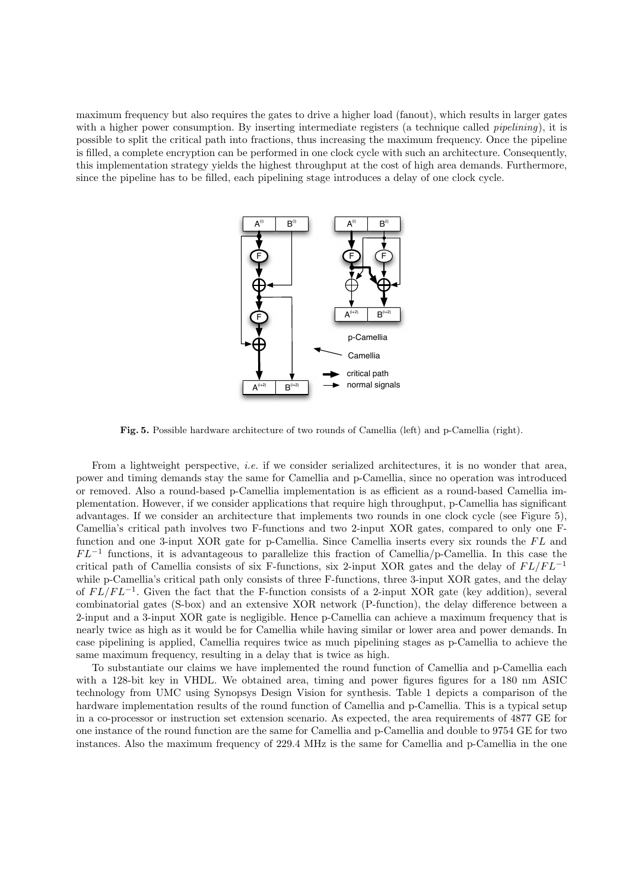maximum frequency but also requires the gates to drive a higher load (fanout), which results in larger gates with a higher power consumption. By inserting intermediate registers (a technique called *pipelining*), it is possible to split the critical path into fractions, thus increasing the maximum frequency. Once the pipeline is filled, a complete encryption can be performed in one clock cycle with such an architecture. Consequently, this implementation strategy yields the highest throughput at the cost of high area demands. Furthermore, since the pipeline has to be filled, each pipelining stage introduces a delay of one clock cycle.

**Fig. 5.** Possible hardware architecture of two rounds of Camellia (left) and p-Camellia (right).

From a lightweight perspective, *i.e.* if we consider serialized architectures, it is no wonder that area, power and timing demands stay the same for Camellia and p-Camellia, since no operation was introduced or removed. Also a round-based p-Camellia implementation is as efficient as a round-based Camellia implementation. However, if we consider applications that require high throughput, p-Camellia has significant advantages. If we consider an architecture that implements two rounds in one clock cycle (see Figure 5), Camellia's critical path involves two F-functions and two 2-input XOR gates, compared to only one F-function and one 3-input XOR gate for p-Camellia. Since Camellia inserts every six rounds the $FL$ and $FL^{-1}$ functions, it is advantageous to parallelize this fraction of Camellia/p-Camellia. In this case the critical path of Camellia consists of six F-functions, six 2-input XOR gates and the delay of $FL/FL^{-1}$ while p-Camellia's critical path only consists of three F-functions, three 3-input XOR gates, and the delay of $FL/FL^{-1}$. Given the fact that the F-function consists of a 2-input XOR gate (key addition), several combinatorial gates (S-box) and an extensive XOR network (P-function), the delay difference between a 2-input and a 3-input XOR gate is negligible. Hence p-Camellia can achieve a maximum frequency that is nearly twice as high as it would be for Camellia while having similar or lower area and power demands. In case pipelining is applied, Camellia requires twice as much pipelining stages as p-Camellia to achieve the same maximum frequency, resulting in a delay that is twice as high.

To substantiate our claims we have implemented the round function of Camellia and p-Camellia each with a 128-bit key in VHDL. We obtained area, timing and power figures figures for a 180 nm ASIC technology from UMC using Synopsys Design Vision for synthesis. Table 1 depicts a comparison of the hardware implementation results of the round function of Camellia and p-Camellia. This is a typical setup in a co-processor or instruction set extension scenario. As expected, the area requirements of 4877 GE for one instance of the round function are the same for Camellia and p-Camellia and double to 9754 GE for two instances. Also the maximum frequency of 229.4 MHz is the same for Camellia and p-Camellia in the one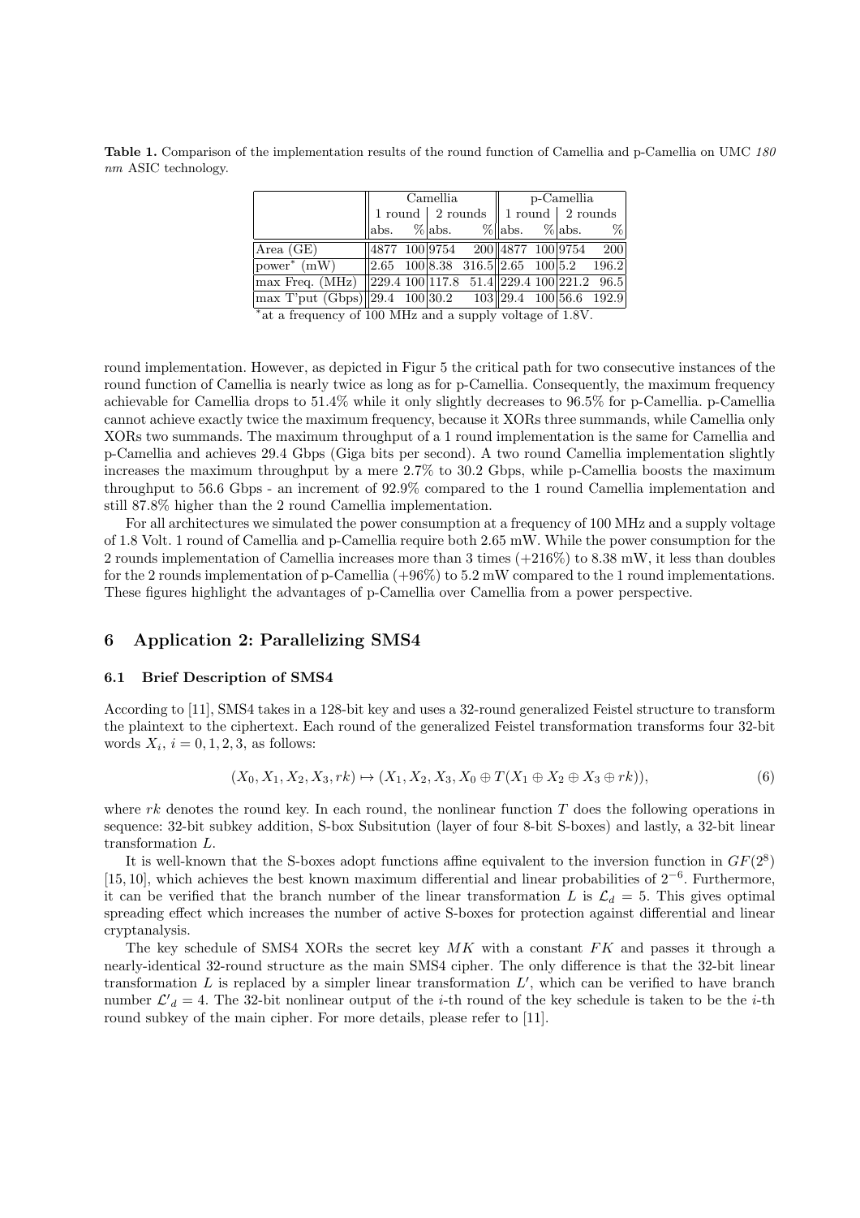**Table 1.** Comparison of the implementation results of the round function of Camellia and p-Camellia on UMC *180 nm* ASIC technology.

| | Camellia | | | | p-Camellia | | | |
|---|---|---|---|---|---|---|---|---|
| | 1 round | | 2 rounds | | 1 round | | 2 rounds | |
| | abs. | % | abs. | % | abs. | % | abs. | % |
| Area (GE) | 4877 | 100 | 9754 | 200 | 4877 | 100 | 9754 | 200 |
| power* (mW) | 2.65 | 100 | 8.38 | 316.5 | 2.65 | 100 | 5.2 | 196.2 |
| max Freq. (MHz) | 229.4 | 100 | 117.8 | 51.4 | 229.4 | 100 | 221.2 | 96.5 |
| max T'put (Gbps) | 29.4 | 100 | 30.2 | 103 | 29.4 | 100 | 56.6 | 192.9 |

*at a frequency of 100 MHz and a supply voltage of 1.8V.

round implementation. However, as depicted in Figur 5 the critical path for two consecutive instances of the round function of Camellia is nearly twice as long as for p-Camellia. Consequently, the maximum frequency achievable for Camellia drops to 51.4% while it only slightly decreases to 96.5% for p-Camellia. p-Camellia cannot achieve exactly twice the maximum frequency, because it XORs three summands, while Camellia only XORs two summands. The maximum throughput of a 1 round implementation is the same for Camellia and p-Camellia and achieves 29.4 Gbps (Giga bits per second). A two round Camellia implementation slightly increases the maximum throughput by a mere 2.7% to 30.2 Gbps, while p-Camellia boosts the maximum throughput to 56.6 Gbps - an increment of 92.9% compared to the 1 round Camellia implementation and still 87.8% higher than the 2 round Camellia implementation.

For all architectures we simulated the power consumption at a frequency of 100 MHz and a supply voltage of 1.8 Volt. 1 round of Camellia and p-Camellia require both 2.65 mW. While the power consumption for the 2 rounds implementation of Camellia increases more than 3 times (+216%) to 8.38 mW, it less than doubles for the 2 rounds implementation of p-Camellia (+96%) to 5.2 mW compared to the 1 round implementations. These figures highlight the advantages of p-Camellia over Camellia from a power perspective.

## 6 Application 2: Parallelizing SMS4

### 6.1 Brief Description of SMS4

According to [11], SMS4 takes in a 128-bit key and uses a 32-round generalized Feistel structure to transform the plaintext to the ciphertext. Each round of the generalized Feistel transformation transforms four 32-bit words $X_i$, $i = 0, 1, 2, 3$, as follows:

$$(X_0, X_1, X_2, X_3, rk) \mapsto (X_1, X_2, X_3, X_0 \oplus T(X_1 \oplus X_2 \oplus X_3 \oplus rk)), \tag{6}$$

where $rk$ denotes the round key. In each round, the nonlinear function $T$ does the following operations in sequence: 32-bit subkey addition, S-box Subsitution (layer of four 8-bit S-boxes) and lastly, a 32-bit linear transformation $L$.

It is well-known that the S-boxes adopt functions affine equivalent to the inversion function in $GF(2^8)$ [15, 10], which achieves the best known maximum differential and linear probabilities of $2^{-6}$. Furthermore, it can be verified that the branch number of the linear transformation $L$ is $\mathcal{L}_d = 5$. This gives optimal spreading effect which increases the number of active S-boxes for protection against differential and linear cryptanalysis.

The key schedule of SMS4 XORs the secret key $MK$ with a constant $FK$ and passes it through a nearly-identical 32-round structure as the main SMS4 cipher. The only difference is that the 32-bit linear transformation $L$ is replaced by a simpler linear transformation $L'$, which can be verified to have branch number $\mathcal{L}'_d = 4$. The 32-bit nonlinear output of the $i$-th round of the key schedule is taken to be the $i$-th round subkey of the main cipher. For more details, please refer to [11].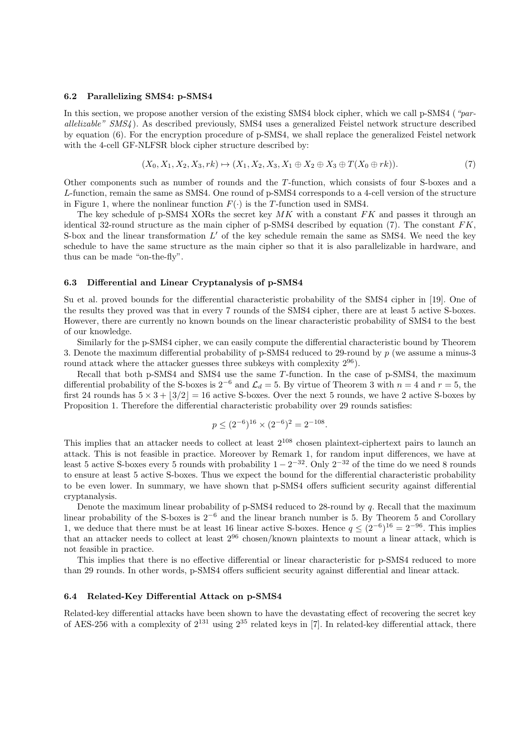### 6.2 Parallelizing SMS4: p-SMS4

In this section, we propose another version of the existing SMS4 block cipher, which we call p-SMS4 ( *"parallelizable" SMS4*). As described previously, SMS4 uses a generalized Feistel network structure described by equation (6). For the encryption procedure of p-SMS4, we shall replace the generalized Feistel network with the 4-cell GF-NLFSR block cipher structure described by:

$$(X_0, X_1, X_2, X_3, rk) \mapsto (X_1, X_2, X_3, X_1 \oplus X_2 \oplus X_3 \oplus T(X_0 \oplus rk)). \tag{7}$$

Other components such as number of rounds and the $T$-function, which consists of four S-boxes and a $L$-function, remain the same as SMS4. One round of p-SMS4 corresponds to a 4-cell version of the structure in Figure 1, where the nonlinear function $F(\cdot)$ is the $T$-function used in SMS4.

The key schedule of p-SMS4 XORs the secret key $MK$ with a constant $FK$ and passes it through an identical 32-round structure as the main cipher of p-SMS4 described by equation (7). The constant $FK$, S-box and the linear transformation $L'$ of the key schedule remain the same as SMS4. We need the key schedule to have the same structure as the main cipher so that it is also parallelizable in hardware, and thus can be made "on-the-fly".

### 6.3 Differential and Linear Cryptanalysis of p-SMS4

Su et al. proved bounds for the differential characteristic probability of the SMS4 cipher in [19]. One of the results they proved was that in every 7 rounds of the SMS4 cipher, there are at least 5 active S-boxes. However, there are currently no known bounds on the linear characteristic probability of SMS4 to the best of our knowledge.

Similarly for the p-SMS4 cipher, we can easily compute the differential characteristic bound by Theorem 3. Denote the maximum differential probability of p-SMS4 reduced to 29-round by $p$ (we assume a minus-3 round attack where the attacker guesses three subkeys with complexity $2^{96}$).

Recall that both p-SMS4 and SMS4 use the same $T$-function. In the case of p-SMS4, the maximum differential probability of the S-boxes is $2^{-6}$ and $\mathcal{L}_d = 5$. By virtue of Theorem 3 with $n = 4$ and $r = 5$, the first 24 rounds has $5 \times 3 + \lfloor 3/2 \rfloor = 16$ active S-boxes. Over the next 5 rounds, we have 2 active S-boxes by Proposition 1. Therefore the differential characteristic probability over 29 rounds satisfies:

$$p \leq (2^{-6})^{16} \times (2^{-6})^2 = 2^{-108}.$$

This implies that an attacker needs to collect at least $2^{108}$ chosen plaintext-ciphertext pairs to launch an attack. This is not feasible in practice. Moreover by Remark 1, for random input differences, we have at least 5 active S-boxes every 5 rounds with probability $1 - 2^{-32}$. Only $2^{-32}$ of the time do we need 8 rounds to ensure at least 5 active S-boxes. Thus we expect the bound for the differential characteristic probability to be even lower. In summary, we have shown that p-SMS4 offers sufficient security against differential cryptanalysis.

Denote the maximum linear probability of p-SMS4 reduced to 28-round by $q$. Recall that the maximum linear probability of the S-boxes is $2^{-6}$ and the linear branch number is 5. By Theorem 5 and Corollary 1, we deduce that there must be at least 16 linear active S-boxes. Hence $q \leq (2^{-6})^{16} = 2^{-96}$. This implies that an attacker needs to collect at least $2^{96}$ chosen/known plaintexts to mount a linear attack, which is not feasible in practice.

This implies that there is no effective differential or linear characteristic for p-SMS4 reduced to more than 29 rounds. In other words, p-SMS4 offers sufficient security against differential and linear attack.

### 6.4 Related-Key Differential Attack on p-SMS4

Related-key differential attacks have been shown to have the devastating effect of recovering the secret key of AES-256 with a complexity of $2^{131}$ using $2^{35}$ related keys in [7]. In related-key differential attack, there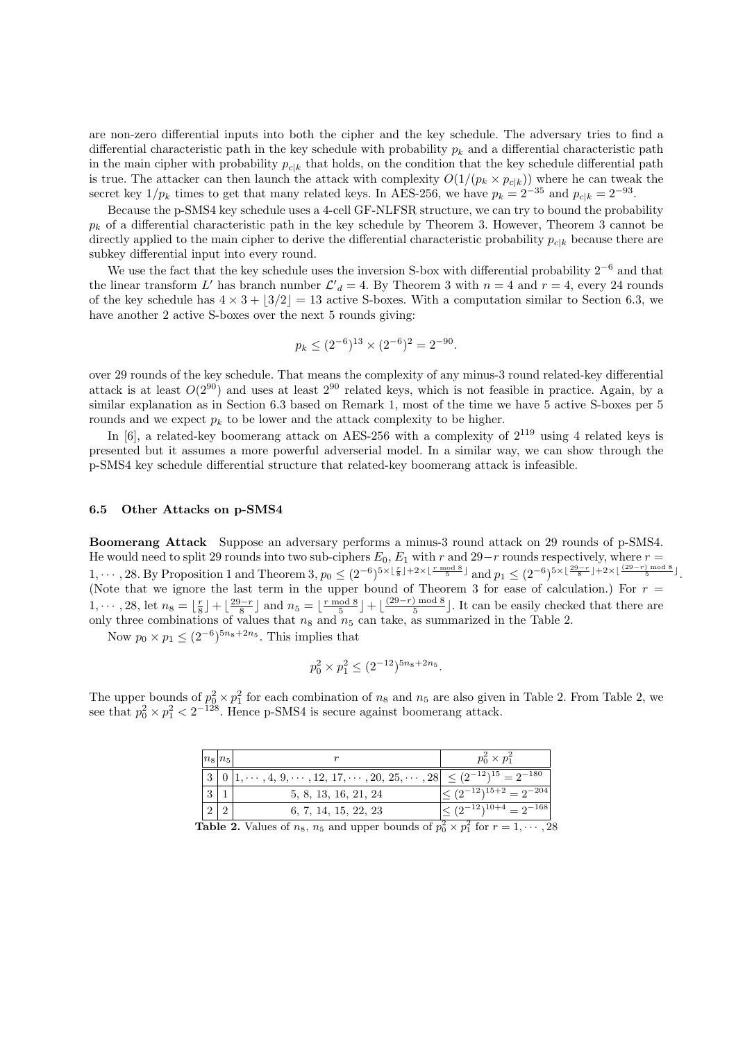are non-zero differential inputs into both the cipher and the key schedule. The adversary tries to find a differential characteristic path in the key schedule with probability $p_k$ and a differential characteristic path in the main cipher with probability $p_{c|k}$ that holds, on the condition that the key schedule differential path is true. The attacker can then launch the attack with complexity $O(1/(p_k \times p_{c|k}))$ where he can tweak the secret key $1/p_k$ times to get that many related keys. In AES-256, we have $p_k = 2^{-35}$ and $p_{c|k} = 2^{-93}$.

Because the p-SMS4 key schedule uses a 4-cell GF-NLFSR structure, we can try to bound the probability $p_k$ of a differential characteristic path in the key schedule by Theorem 3. However, Theorem 3 cannot be directly applied to the main cipher to derive the differential characteristic probability $p_{c|k}$ because there are subkey differential input into every round.

We use the fact that the key schedule uses the inversion S-box with differential probability $2^{-6}$ and that the linear transform $L'$ has branch number $\mathcal{L}'_d = 4$. By Theorem 3 with $n = 4$ and $r = 4$, every 24 rounds of the key schedule has $4 \times 3 + \lfloor 3/2 \rfloor = 13$ active S-boxes. With a computation similar to Section 6.3, we have another 2 active S-boxes over the next 5 rounds giving:

$$p_k \leq (2^{-6})^{13} \times (2^{-6})^2 = 2^{-90}.$$

over 29 rounds of the key schedule. That means the complexity of any minus-3 round related-key differential attack is at least $O(2^{90})$ and uses at least $2^{90}$ related keys, which is not feasible in practice. Again, by a similar explanation as in Section 6.3 based on Remark 1, most of the time we have 5 active S-boxes per 5 rounds and we expect $p_k$ to be lower and the attack complexity to be higher.

In [6], a related-key boomerang attack on AES-256 with a complexity of $2^{119}$ using 4 related keys is presented but it assumes a more powerful adverserial model. In a similar way, we can show through the p-SMS4 key schedule differential structure that related-key boomerang attack is infeasible.

### 6.5 Other Attacks on p-SMS4

**Boomerang Attack** Suppose an adversary performs a minus-3 round attack on 29 rounds of p-SMS4. He would need to split 29 rounds into two sub-ciphers $E_0$, $E_1$ with $r$ and $29-r$ rounds respectively, where $r = 1, \cdots, 28$. By Proposition 1 and Theorem 3, $p_0 \leq (2^{-6})^{5\times\lfloor\frac{r}{8}\rfloor+2\times\lfloor\frac{r \bmod 8}{5}\rfloor}$ and $p_1 \leq (2^{-6})^{5\times\lfloor\frac{29-r}{8}\rfloor+2\times\lfloor\frac{(29-r) \bmod 8}{5}\rfloor}$. (Note that we ignore the last term in the upper bound of Theorem 3 for ease of calculation.) For $r = 1, \cdots, 28$, let $n_8 = \lfloor\frac{r}{8}\rfloor + \lfloor\frac{29-r}{8}\rfloor$ and $n_5 = \lfloor\frac{r \bmod 8}{5}\rfloor + \lfloor\frac{(29-r) \bmod 8}{5}\rfloor$. It can be easily checked that there are only three combinations of values that $n_8$ and $n_5$ can take, as summarized in the Table 2.

Now $p_0 \times p_1 \leq (2^{-6})^{5n_8+2n_5}$. This implies that

$$p_0^2 \times p_1^2 \leq (2^{-12})^{5n_8+2n_5}.$$

The upper bounds of $p_0^2 \times p_1^2$ for each combination of $n_8$ and $n_5$ are also given in Table 2. From Table 2, we see that $p_0^2 \times p_1^2 < 2^{-128}$. Hence p-SMS4 is secure against boomerang attack.

| $n_8$ | $n_5$ | $r$ | $p_0^2 \times p_1^2$ |
|---|---|---|---|
| 3 | 0 | 1, $\cdots$, 4, 9, $\cdots$, 12, 17, $\cdots$, 20, 25, $\cdots$, 28 | $\leq (2^{-12})^{15} = 2^{-180}$ |
| 3 | 1 | 5, 8, 13, 16, 21, 24 | $\leq (2^{-12})^{15+2} = 2^{-204}$ |
| 2 | 2 | 6, 7, 14, 15, 22, 23 | $\leq (2^{-12})^{10+4} = 2^{-168}$ |

**Table 2.** Values of $n_8$, $n_5$ and upper bounds of $p_0^2 \times p_1^2$ for $r = 1, \cdots, 28$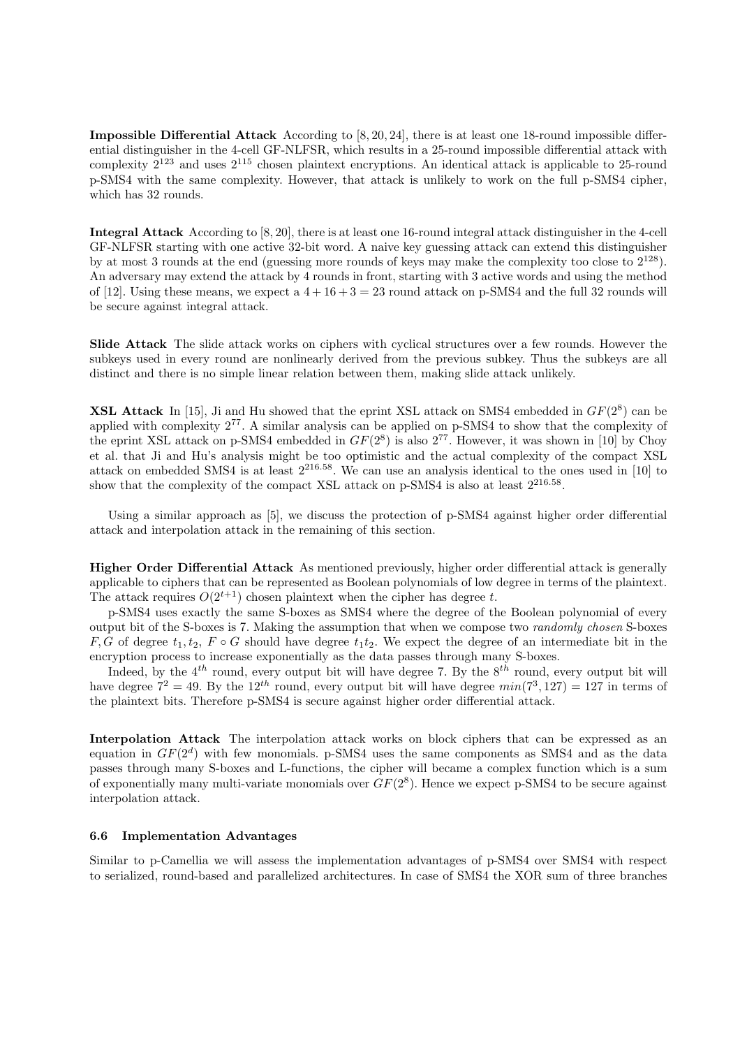**Impossible Differential Attack** According to [8, 20, 24], there is at least one 18-round impossible differential distinguisher in the 4-cell GF-NLFSR, which results in a 25-round impossible differential attack with complexity $2^{123}$ and uses $2^{115}$ chosen plaintext encryptions. An identical attack is applicable to 25-round p-SMS4 with the same complexity. However, that attack is unlikely to work on the full p-SMS4 cipher, which has 32 rounds.

**Integral Attack** According to [8, 20], there is at least one 16-round integral attack distinguisher in the 4-cell GF-NLFSR starting with one active 32-bit word. A naive key guessing attack can extend this distinguisher by at most 3 rounds at the end (guessing more rounds of keys may make the complexity too close to $2^{128}$). An adversary may extend the attack by 4 rounds in front, starting with 3 active words and using the method of [12]. Using these means, we expect a $4 + 16 + 3 = 23$ round attack on p-SMS4 and the full 32 rounds will be secure against integral attack.

**Slide Attack** The slide attack works on ciphers with cyclical structures over a few rounds. However the subkeys used in every round are nonlinearly derived from the previous subkey. Thus the subkeys are all distinct and there is no simple linear relation between them, making slide attack unlikely.

**XSL Attack** In [15], Ji and Hu showed that the eprint XSL attack on SMS4 embedded in $GF(2^8)$ can be applied with complexity $2^{77}$. A similar analysis can be applied on p-SMS4 to show that the complexity of the eprint XSL attack on p-SMS4 embedded in $GF(2^8)$ is also $2^{77}$. However, it was shown in [10] by Choy et al. that Ji and Hu's analysis might be too optimistic and the actual complexity of the compact XSL attack on embedded SMS4 is at least $2^{216.58}$. We can use an analysis identical to the ones used in [10] to show that the complexity of the compact XSL attack on p-SMS4 is also at least $2^{216.58}$.

Using a similar approach as [5], we discuss the protection of p-SMS4 against higher order differential attack and interpolation attack in the remaining of this section.

**Higher Order Differential Attack** As mentioned previously, higher order differential attack is generally applicable to ciphers that can be represented as Boolean polynomials of low degree in terms of the plaintext. The attack requires $O(2^{t+1})$ chosen plaintext when the cipher has degree $t$.

p-SMS4 uses exactly the same S-boxes as SMS4 where the degree of the Boolean polynomial of every output bit of the S-boxes is 7. Making the assumption that when we compose two *randomly chosen* S-boxes $F, G$ of degree $t_1, t_2$, $F \circ G$ should have degree $t_1 t_2$. We expect the degree of an intermediate bit in the encryption process to increase exponentially as the data passes through many S-boxes.

Indeed, by the $4^{th}$ round, every output bit will have degree 7. By the $8^{th}$ round, every output bit will have degree $7^2 = 49$. By the $12^{th}$ round, every output bit will have degree $min(7^3, 127) = 127$ in terms of the plaintext bits. Therefore p-SMS4 is secure against higher order differential attack.

**Interpolation Attack** The interpolation attack works on block ciphers that can be expressed as an equation in $GF(2^d)$ with few monomials. p-SMS4 uses the same components as SMS4 and as the data passes through many S-boxes and L-functions, the cipher will became a complex function which is a sum of exponentially many multi-variate monomials over $GF(2^8)$. Hence we expect p-SMS4 to be secure against interpolation attack.

### 6.6 Implementation Advantages

Similar to p-Camellia we will assess the implementation advantages of p-SMS4 over SMS4 with respect to serialized, round-based and parallelized architectures. In case of SMS4 the XOR sum of three branches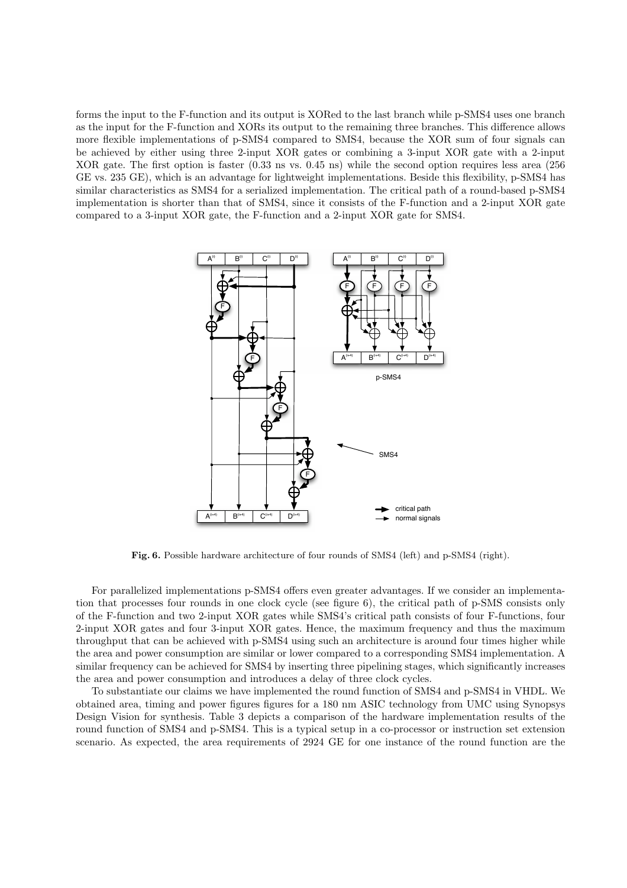forms the input to the F-function and its output is XORed to the last branch while p-SMS4 uses one branch as the input for the F-function and XORs its output to the remaining three branches. This difference allows more flexible implementations of p-SMS4 compared to SMS4, because the XOR sum of four signals can be achieved by either using three 2-input XOR gates or combining a 3-input XOR gate with a 2-input XOR gate. The first option is faster (0.33 ns vs. 0.45 ns) while the second option requires less area (256 GE vs. 235 GE), which is an advantage for lightweight implementations. Beside this flexibility, p-SMS4 has similar characteristics as SMS4 for a serialized implementation. The critical path of a round-based p-SMS4 implementation is shorter than that of SMS4, since it consists of the F-function and a 2-input XOR gate compared to a 3-input XOR gate, the F-function and a 2-input XOR gate for SMS4.

**Fig. 6.** Possible hardware architecture of four rounds of SMS4 (left) and p-SMS4 (right).

For parallelized implementations p-SMS4 offers even greater advantages. If we consider an implementation that processes four rounds in one clock cycle (see figure 6), the critical path of p-SMS consists only of the F-function and two 2-input XOR gates while SMS4's critical path consists of four F-functions, four 2-input XOR gates and four 3-input XOR gates. Hence, the maximum frequency and thus the maximum throughput that can be achieved with p-SMS4 using such an architecture is around four times higher while the area and power consumption are similar or lower compared to a corresponding SMS4 implementation. A similar frequency can be achieved for SMS4 by inserting three pipelining stages, which significantly increases the area and power consumption and introduces a delay of three clock cycles.

To substantiate our claims we have implemented the round function of SMS4 and p-SMS4 in VHDL. We obtained area, timing and power figures figures for a 180 nm ASIC technology from UMC using Synopsys Design Vision for synthesis. Table 3 depicts a comparison of the hardware implementation results of the round function of SMS4 and p-SMS4. This is a typical setup in a co-processor or instruction set extension scenario. As expected, the area requirements of 2924 GE for one instance of the round function are the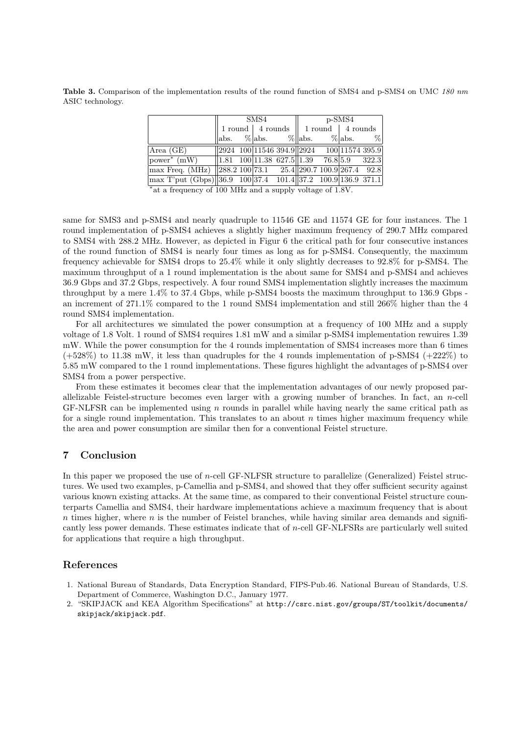**Table 3.** Comparison of the implementation results of the round function of SMS4 and p-SMS4 on UMC *180 nm* ASIC technology.

| | SMS4 | | | | p-SMS4 | | | |
|---|---|---|---|---|---|---|---|---|
| | 1 round | | 4 rounds | | 1 round | | 4 rounds | |
| | abs. | % | abs. | % | abs. | % | abs. | % |
| Area (GE) | 2924 | 100 | 11546 | 394.9 | 2924 | 100 | 11574 | 395.9 |
| power* (mW) | 1.81 | 100 | 11.38 | 627.5 | 1.39 | 76.8 | 5.9 | 322.3 |
| max Freq. (MHz) | 288.2 | 100 | 73.1 | 25.4 | 290.7 | 100.9 | 267.4 | 92.8 |
| max T'put (Gbps) | 36.9 | 100 | 37.4 | 101.4 | 37.2 | 100.9 | 136.9 | 371.1 |

*at a frequency of 100 MHz and a supply voltage of 1.8V.

same for SMS3 and p-SMS4 and nearly quadruple to 11546 GE and 11574 GE for four instances. The 1 round implementation of p-SMS4 achieves a slightly higher maximum frequency of 290.7 MHz compared to SMS4 with 288.2 MHz. However, as depicted in Figur 6 the critical path for four consecutive instances of the round function of SMS4 is nearly four times as long as for p-SMS4. Consequently, the maximum frequency achievable for SMS4 drops to 25.4% while it only slightly decreases to 92.8% for p-SMS4. The maximum throughput of a 1 round implementation is the about same for SMS4 and p-SMS4 and achieves 36.9 Gbps and 37.2 Gbps, respectively. A four round SMS4 implementation slightly increases the maximum throughput by a mere 1.4% to 37.4 Gbps, while p-SMS4 boosts the maximum throughput to 136.9 Gbps - an increment of 271.1% compared to the 1 round SMS4 implementation and still 266% higher than the 4 round SMS4 implementation.

For all architectures we simulated the power consumption at a frequency of 100 MHz and a supply voltage of 1.8 Volt. 1 round of SMS4 requires 1.81 mW and a similar p-SMS4 implementation rewuires 1.39 mW. While the power consumption for the 4 rounds implementation of SMS4 increases more than 6 times (+528%) to 11.38 mW, it less than quadruples for the 4 rounds implementation of p-SMS4 (+222%) to 5.85 mW compared to the 1 round implementations. These figures highlight the advantages of p-SMS4 over SMS4 from a power perspective.

From these estimates it becomes clear that the implementation advantages of our newly proposed parallelizable Feistel-structure becomes even larger with a growing number of branches. In fact, an $n$-cell GF-NLFSR can be implemented using $n$ rounds in parallel while having nearly the same critical path as for a single round implementation. This translates to an about $n$ times higher maximum frequency while the area and power consumption are similar then for a conventional Feistel structure.

## 7 Conclusion

In this paper we proposed the use of $n$-cell GF-NLFSR structure to parallelize (Generalized) Feistel structures. We used two examples, p-Camellia and p-SMS4, and showed that they offer sufficient security against various known existing attacks. At the same time, as compared to their conventional Feistel structure counterparts Camellia and SMS4, their hardware implementations achieve a maximum frequency that is about $n$ times higher, where $n$ is the number of Feistel branches, while having similar area demands and significantly less power demands. These estimates indicate that of $n$-cell GF-NLFSRs are particularly well suited for applications that require a high throughput.

## References

1. National Bureau of Standards, Data Encryption Standard, FIPS-Pub.46. National Bureau of Standards, U.S. Department of Commerce, Washington D.C., January 1977.
2. "SKIPJACK and KEA Algorithm Specifications" at http://csrc.nist.gov/groups/ST/toolkit/documents/skipjack/skipjack.pdf.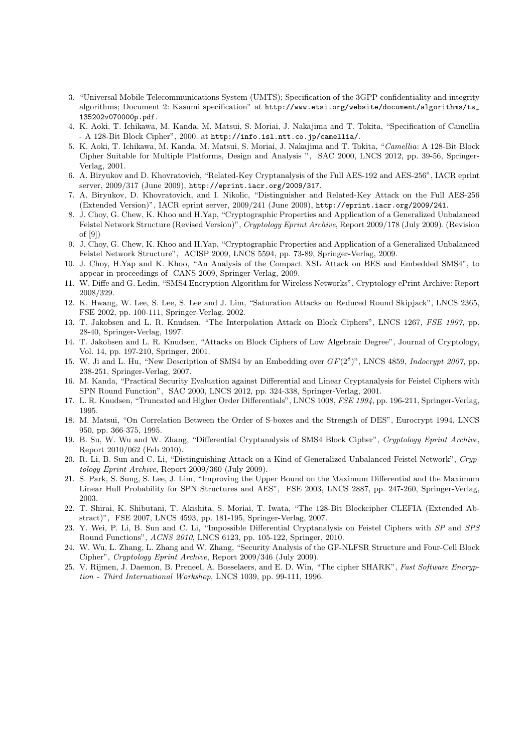3. "Universal Mobile Telecommunications System (UMTS); Specification of the 3GPP confidentiality and integrity algorithms; Document 2: Kasumi specification" at http://www.etsi.org/website/document/algorithms/ts_135202v070000p.pdf.
4. K. Aoki, T. Ichikawa, M. Kanda, M. Matsui, S. Moriai, J. Nakajima and T. Tokita, "Specification of Camellia - A 128-Bit Block Cipher", 2000. at http://info.isl.ntt.co.jp/camellia/.
5. K. Aoki, T. Ichikawa, M. Kanda, M. Matsui, S. Moriai, J. Nakajima and T. Tokita, "*Camellia*: A 128-Bit Block Cipher Suitable for Multiple Platforms, Design and Analysis ", SAC 2000, LNCS 2012, pp. 39-56, Springer-Verlag, 2001.
6. A. Biryukov and D. Khovratovich, "Related-Key Cryptanalysis of the Full AES-192 and AES-256", IACR eprint server, 2009/317 (June 2009), http://eprint.iacr.org/2009/317.
7. A. Biryukov, D. Khovratovich, and I. Nikolic, "Distinguisher and Related-Key Attack on the Full AES-256 (Extended Version)", IACR eprint server, 2009/241 (June 2009), http://eprint.iacr.org/2009/241.
8. J. Choy, G. Chew, K. Khoo and H.Yap, "Cryptographic Properties and Application of a Generalized Unbalanced Feistel Network Structure (Revised Version)", *Cryptology Eprint Archive*, Report 2009/178 (July 2009). (Revision of [9])
9. J. Choy, G. Chew, K. Khoo and H.Yap, "Cryptographic Properties and Application of a Generalized Unbalanced Feistel Network Structure", ACISP 2009, LNCS 5594, pp. 73-89, Springer-Verlag, 2009.
10. J. Choy, H.Yap and K. Khoo, "An Analysis of the Compact XSL Attack on BES and Embedded SMS4", to appear in proceedings of CANS 2009, Springer-Verlag, 2009.
11. W. Diffe and G. Ledin, "SMS4 Encryption Algorithm for Wireless Networks", Cryptology ePrint Archive: Report 2008/329.
12. K. Hwang, W. Lee, S. Lee, S. Lee and J. Lim, "Saturation Attacks on Reduced Round Skipjack", LNCS 2365, FSE 2002, pp. 100-111, Springer-Verlag, 2002.
13. T. Jakobsen and L. R. Knudsen, "The Interpolation Attack on Block Ciphers", LNCS 1267, *FSE 1997*, pp. 28-40, Springer-Verlag, 1997.
14. T. Jakobsen and L. R. Knudsen, "Attacks on Block Ciphers of Low Algebraic Degree", Journal of Cryptology, Vol. 14, pp. 197-210, Springer, 2001.
15. W. Ji and L. Hu, "New Description of SMS4 by an Embedding over $GF(2^8)$", LNCS 4859, *Indocrypt 2007*, pp. 238-251, Springer-Verlag, 2007.
16. M. Kanda, "Practical Security Evaluation against Differential and Linear Cryptanalysis for Feistel Ciphers with SPN Round Function", SAC 2000, LNCS 2012, pp. 324-338, Springer-Verlag, 2001.
17. L. R. Knudsen, "Truncated and Higher Order Differentials", LNCS 1008, *FSE 1994*, pp. 196-211, Springer-Verlag, 1995.
18. M. Matsui, "On Correlation Between the Order of S-boxes and the Strength of DES", Eurocrypt 1994, LNCS 950, pp. 366-375, 1995.
19. B. Su, W. Wu and W. Zhang, "Differential Cryptanalysis of SMS4 Block Cipher", *Cryptology Eprint Archive*, Report 2010/062 (Feb 2010).
20. R. Li, B. Sun and C. Li, "Distinguishing Attack on a Kind of Generalized Unbalanced Feistel Network", *Cryptology Eprint Archive*, Report 2009/360 (July 2009).
21. S. Park, S. Sung, S. Lee, J. Lim, "Improving the Upper Bound on the Maximum Differential and the Maximum Linear Hull Probability for SPN Structures and AES", FSE 2003, LNCS 2887, pp. 247-260, Springer-Verlag, 2003.
22. T. Shirai, K. Shibutani, T. Akishita, S. Moriai, T. Iwata, "The 128-Bit Blockcipher CLEFIA (Extended Abstract)", FSE 2007, LNCS 4593, pp. 181-195, Springer-Verlag, 2007.
23. Y. Wei, P. Li, B. Sun and C. Li, "Impossible Differential Cryptanalysis on Feistel Ciphers with *SP* and *SPS* Round Functions", *ACNS 2010*, LNCS 6123, pp. 105-122, Springer, 2010.
24. W. Wu, L. Zhang, L. Zhang and W. Zhang, "Security Analysis of the GF-NLFSR Structure and Four-Cell Block Cipher", *Cryptology Eprint Archive*, Report 2009/346 (July 2009).
25. V. Rijmen, J. Daemon, B. Preneel, A. Bosselaers, and E. D. Win, "The cipher SHARK", *Fast Software Encryption - Third International Workshop*, LNCS 1039, pp. 99-111, 1996.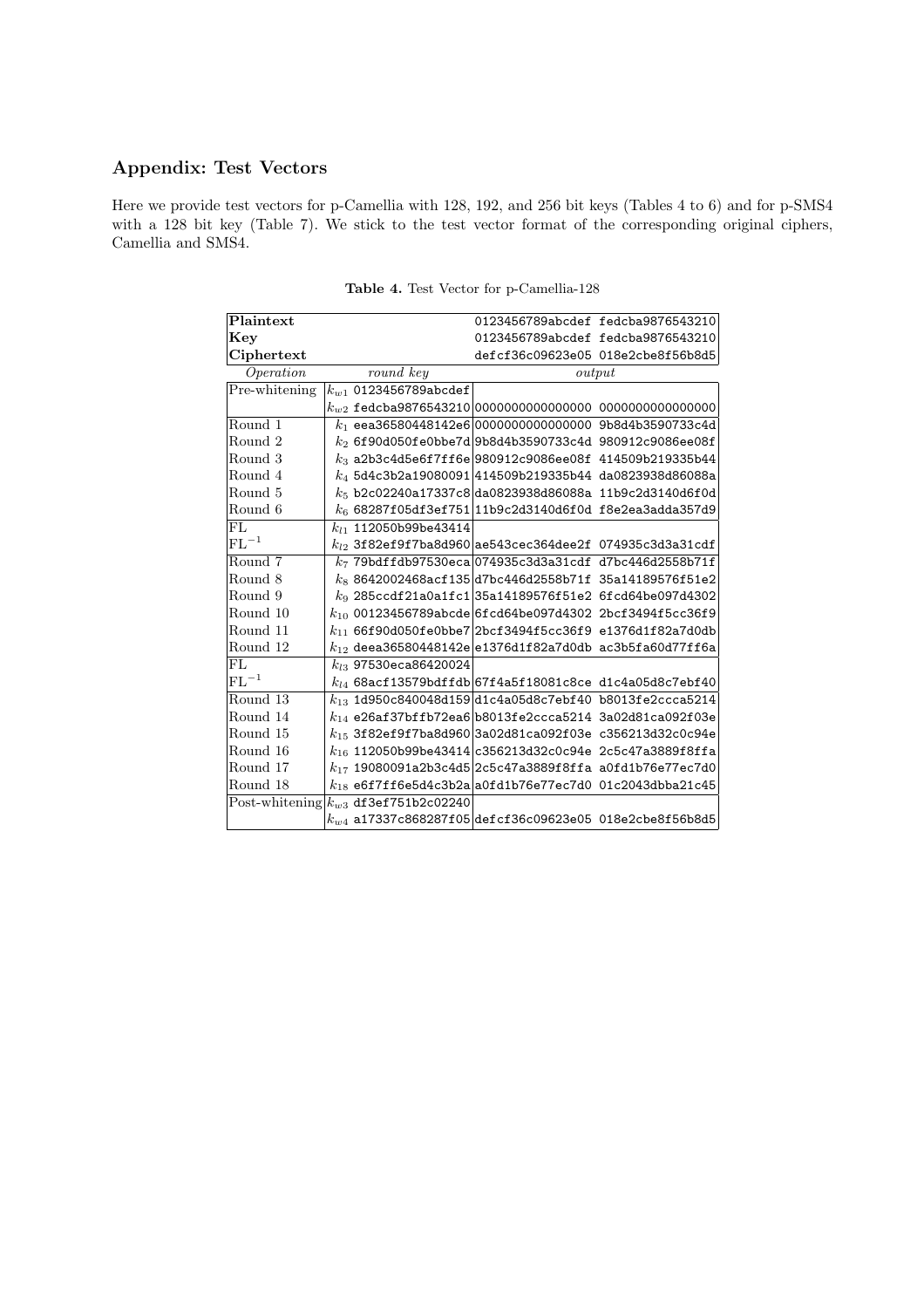## Appendix: Test Vectors

Here we provide test vectors for p-Camellia with 128, 192, and 256 bit keys (Tables 4 to 6) and for p-SMS4 with a 128 bit key (Table 7). We stick to the test vector format of the corresponding original ciphers, Camellia and SMS4.

**Table 4.** Test Vector for p-Camellia-128

| | | | |
|---|---|---|---|
| **Plaintext** | | 0123456789abcdef | fedcba9876543210 |
| **Key** | | 0123456789abcdef | fedcba9876543210 |
| **Ciphertext** | | defcf36c09623e05 | 018e2cbe8f56b8d5 |
| *Operation* | *round key* | *output* | |
| Pre-whitening | $k_{w1}$ 0123456789abcdef | | |
| | $k_{w2}$ fedcba9876543210 | 0000000000000000 | 0000000000000000 |
| Round 1 | $k_1$ eea36580448142e6 | 0000000000000000 | 9b8d4b3590733c4d |
| Round 2 | $k_2$ 6f90d050fe0bbe7d | 9b8d4b3590733c4d | 980912c9086ee08f |
| Round 3 | $k_3$ a2b3c4d5e6f7ff6e | 980912c9086ee08f | 414509b219335b44 |
| Round 4 | $k_4$ 5d4c3b2a19080091 | 414509b219335b44 | da0823938d86088a |
| Round 5 | $k_5$ b2c02240a17337c8 | da0823938d86088a | 11b9c2d3140d6f0d |
| Round 6 | $k_6$ 68287f05df3ef751 | 11b9c2d3140d6f0d | f8e2ea3adda357d9 |
| FL | $k_{l1}$ 112050b99be43414 | | |
| $\mathrm{FL}^{-1}$ | $k_{l2}$ 3f82ef9f7ba8d960 | ae543cec364dee2f | 074935c3d3a31cdf |
| Round 7 | $k_7$ 79bdffdb97530eca | 074935c3d3a31cdf | d7bc446d2558b71f |
| Round 8 | $k_8$ 8642002468acf135 | d7bc446d2558b71f | 35a14189576f51e2 |
| Round 9 | $k_9$ 285ccdf21a0a1fc1 | 35a14189576f51e2 | 6fcd64be097d4302 |
| Round 10 | $k_{10}$ 00123456789abcde | 6fcd64be097d4302 | 2bcf3494f5cc36f9 |
| Round 11 | $k_{11}$ 66f90d050fe0bbe7 | 2bcf3494f5cc36f9 | e1376d1f82a7d0db |
| Round 12 | $k_{12}$ deea36580448142e | e1376d1f82a7d0db | ac3b5fa60d77ff6a |
| FL | $k_{l3}$ 97530eca86420024 | | |
| $\mathrm{FL}^{-1}$ | $k_{l4}$ 68acf13579bdffdb | 67f4a5f18081c8ce | d1c4a05d8c7ebf40 |
| Round 13 | $k_{13}$ 1d950c840048d159 | d1c4a05d8c7ebf40 | b8013fe2ccca5214 |
| Round 14 | $k_{14}$ e26af37bffb72ea6 | b8013fe2ccca5214 | 3a02d81ca092f03e |
| Round 15 | $k_{15}$ 3f82ef9f7ba8d960 | 3a02d81ca092f03e | c356213d32c0c94e |
| Round 16 | $k_{16}$ 112050b99be43414 | c356213d32c0c94e | 2c5c47a3889f8ffa |
| Round 17 | $k_{17}$ 19080091a2b3c4d5 | 2c5c47a3889f8ffa | a0fd1b76e77ec7d0 |
| Round 18 | $k_{18}$ e6f7ff6e5d4c3b2a | a0fd1b76e77ec7d0 | 01c2043dbba21c45 |
| Post-whitening | $k_{w3}$ df3ef751b2c02240 | | |
| | $k_{w4}$ a17337c868287f05 | defcf36c09623e05 | 018e2cbe8f56b8d5 |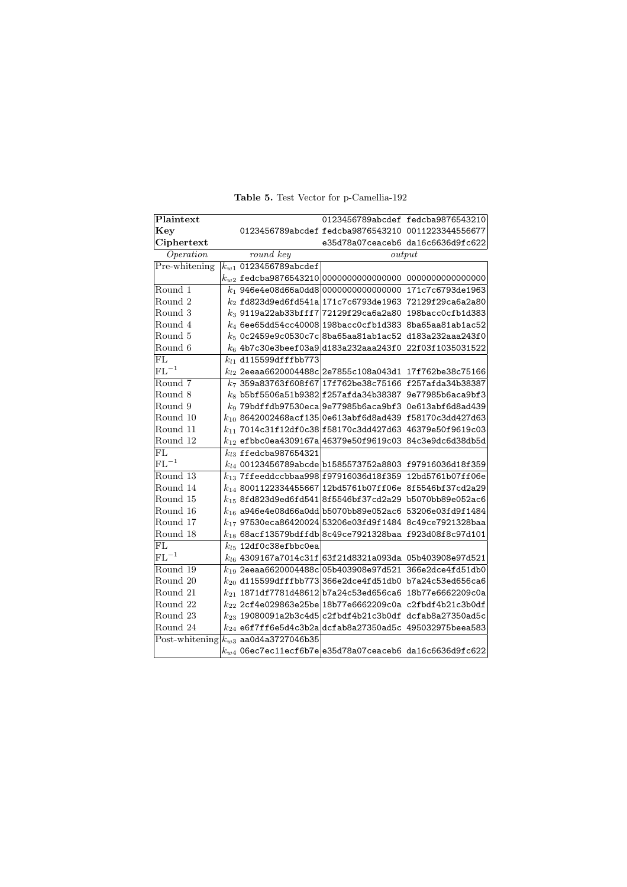**Table 5.** Test Vector for p-Camellia-192

| **Plaintext** | | 0123456789abcdef fedcba9876543210 |
|---|---|---|
| **Key** | 0123456789abcdef | fedcba9876543210 0011223344556677 |
| **Ciphertext** | | e35d78a07ceaceb6 da16c6636d9fc622 |
| *Operation* | *round key* | *output* |
| Pre-whitening | $k_{w1}$ 0123456789abcdef | |
| | $k_{w2}$ fedcba9876543210 | 0000000000000000 0000000000000000 |
| Round 1 | $k_1$ 946e4e08d66a0dd8 | 0000000000000000 171c7c6793de1963 |
| Round 2 | $k_2$ fd823d9ed6fd541a | 171c7c6793de1963 72129f29ca6a2a80 |
| Round 3 | $k_3$ 9119a22ab33bfff7 | 72129f29ca6a2a80 198bacc0cfb1d383 |
| Round 4 | $k_4$ 6ee65dd54cc40008 | 198bacc0cfb1d383 8ba65aa81ab1ac52 |
| Round 5 | $k_5$ 0c2459e9c0530c7c | 8ba65aa81ab1ac52 d183a232aaa243f0 |
| Round 6 | $k_6$ 4b7c30e3beef03a9 | d183a232aaa243f0 22f03f1035031522 |
| FL | $k_{l1}$ d115599dfffbb773 | |
| $\mathrm{FL}^{-1}$ | $k_{l2}$ 2eeaa6620004488c | 2e7855c108a043d1 17f762be38c75166 |
| Round 7 | $k_7$ 359a83763f608f67 | 17f762be38c75166 f257afda34b38387 |
| Round 8 | $k_8$ b5bf5506a51b9382 | f257afda34b38387 9e77985b6aca9bf3 |
| Round 9 | $k_9$ 79bdffdb97530eca | 9e77985b6aca9bf3 0e613abf6d8ad439 |
| Round 10 | $k_{10}$ 8642002468acf135 | 0e613abf6d8ad439 f58170c3dd427d63 |
| Round 11 | $k_{11}$ 7014c31f12df0c38 | f58170c3dd427d63 46379e50f9619c03 |
| Round 12 | $k_{12}$ efbbc0ea4309167a | 46379e50f9619c03 84c3e9dc6d38db5d |
| FL | $k_{l3}$ ffedcba987654321 | |
| $\mathrm{FL}^{-1}$ | $k_{l4}$ 00123456789abcde | b1585573752a8803 f97916036d18f359 |
| Round 13 | $k_{13}$ 7ffeeddccbbaa998 | f97916036d18f359 12bd5761b07ff06e |
| Round 14 | $k_{14}$ 8001122334455667 | 12bd5761b07ff06e 8f5546bf37cd2a29 |
| Round 15 | $k_{15}$ 8fd823d9ed6fd541 | 8f5546bf37cd2a29 b5070bb89e052ac6 |
| Round 16 | $k_{16}$ a946e4e08d66a0dd | b5070bb89e052ac6 53206e03fd9f1484 |
| Round 17 | $k_{17}$ 97530eca86420024 | 53206e03fd9f1484 8c49ce7921328baa |
| Round 18 | $k_{18}$ 68acf13579bdffdb | 8c49ce7921328baa f923d08f8c97d101 |
| FL | $k_{l5}$ 12df0c38efbbc0ea | |
| $\mathrm{FL}^{-1}$ | $k_{l6}$ 4309167a7014c31f | 63f21d8321a093da 05b403908e97d521 |
| Round 19 | $k_{19}$ 2eeaa6620004488c | 05b403908e97d521 366e2dce4fd51db0 |
| Round 20 | $k_{20}$ d115599dfffbb773 | 366e2dce4fd51db0 b7a24c53ed656ca6 |
| Round 21 | $k_{21}$ 1871df7781d48612 | b7a24c53ed656ca6 18b77e6662209c0a |
| Round 22 | $k_{22}$ 2cf4e029863e25be | 18b77e6662209c0a c2fbdf4b21c3b0df |
| Round 23 | $k_{23}$ 19080091a2b3c4d5 | c2fbdf4b21c3b0df dcfab8a27350ad5c |
| Round 24 | $k_{24}$ e6f7ff6e5d4c3b2a | dcfab8a27350ad5c 495032975beea583 |
| Post-whitening | $k_{w3}$ aa0d4a3727046b35 | |
| | $k_{w4}$ 06ec7ec11ecf6b7e | e35d78a07ceaceb6 da16c6636d9fc622 |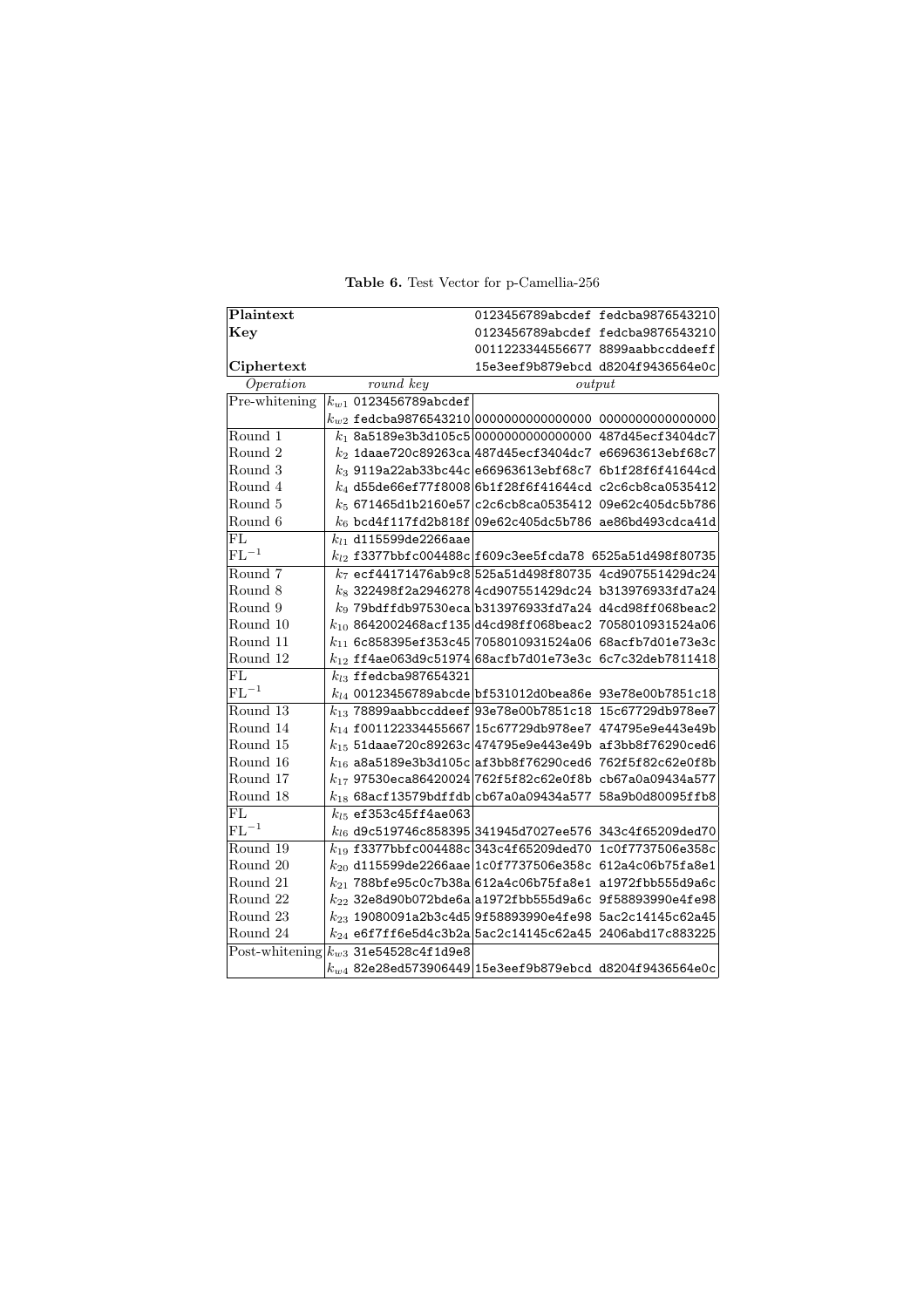**Table 6.** Test Vector for p-Camellia-256

| **Plaintext** | | 0123456789abcdef fedcba9876543210 |
|---|---|---|
| **Key** | | 0123456789abcdef fedcba9876543210 |
| | | 0011223344556677 8899aabbccddeeff |
| **Ciphertext** | | 15e3eef9b879ebcd d8204f9436564e0c |
| *Operation* | *round key* | *output* |
| Pre-whitening | $k_{w1}$ 0123456789abcdef | |
| | $k_{w2}$ fedcba9876543210 | 0000000000000000 0000000000000000 |
| Round 1 | $k_1$ 8a5189e3b3d105c5 | 0000000000000000 487d45ecf3404dc7 |
| Round 2 | $k_2$ 1daae720c89263ca | 487d45ecf3404dc7 e66963613ebf68c7 |
| Round 3 | $k_3$ 9119a22ab33bc44c | e66963613ebf68c7 6b1f28f6f41644cd |
| Round 4 | $k_4$ d55de66ef77f8008 | 6b1f28f6f41644cd c2c6cb8ca0535412 |
| Round 5 | $k_5$ 671465d1b2160e57 | c2c6cb8ca0535412 09e62c405dc5b786 |
| Round 6 | $k_6$ bcd4f117fd2b818f | 09e62c405dc5b786 ae86bd493cdca41d |
| FL | $k_{l1}$ d115599de2266aae | |
| $\mathrm{FL}^{-1}$ | $k_{l2}$ f3377bbfc004488c | f609c3ee5fcda78 6525a51d498f80735 |
| Round 7 | $k_7$ ecf44171476ab9c8 | 525a51d498f80735 4cd907551429dc24 |
| Round 8 | $k_8$ 322498f2a2946278 | 4cd907551429dc24 b313976933fd7a24 |
| Round 9 | $k_9$ 79bdffdb97530eca | b313976933fd7a24 d4cd98ff068beac2 |
| Round 10 | $k_{10}$ 8642002468acf135 | d4cd98ff068beac2 7058010931524a06 |
| Round 11 | $k_{11}$ 6c858395ef353c45 | 7058010931524a06 68acfb7d01e73e3c |
| Round 12 | $k_{12}$ ff4ae063d9c51974 | 68acfb7d01e73e3c 6c7c32deb7811418 |
| FL | $k_{l3}$ ffedcba987654321 | |
| $\mathrm{FL}^{-1}$ | $k_{l4}$ 00123456789abcde | bf531012d0bea86e 93e78e00b7851c18 |
| Round 13 | $k_{13}$ 78899aabbccddeef | 93e78e00b7851c18 15c67729db978ee7 |
| Round 14 | $k_{14}$ f001122334455667 | 15c67729db978ee7 474795e9e443e49b |
| Round 15 | $k_{15}$ 51daae720c89263c | 474795e9e443e49b af3bb8f76290ced6 |
| Round 16 | $k_{16}$ a8a5189e3b3d105c | af3bb8f76290ced6 762f5f82c62e0f8b |
| Round 17 | $k_{17}$ 97530eca86420024 | 762f5f82c62e0f8b cb67a0a09434a577 |
| Round 18 | $k_{18}$ 68acf13579bdffdb | cb67a0a09434a577 58a9b0d80095ffb8 |
| FL | $k_{l5}$ ef353c45ff4ae063 | |
| $\mathrm{FL}^{-1}$ | $k_{l6}$ d9c519746c858395 | 341945d7027ee576 343c4f65209ded70 |
| Round 19 | $k_{19}$ f3377bbfc004488c | 343c4f65209ded70 1c0f7737506e358c |
| Round 20 | $k_{20}$ d115599de2266aae | 1c0f7737506e358c 612a4c06b75fa8e1 |
| Round 21 | $k_{21}$ 788bfe95c0c7b38a | 612a4c06b75fa8e1 a1972fbb555d9a6c |
| Round 22 | $k_{22}$ 32e8d90b072bde6a | a1972fbb555d9a6c 9f58893990e4fe98 |
| Round 23 | $k_{23}$ 19080091a2b3c4d5 | 9f58893990e4fe98 5ac2c14145c62a45 |
| Round 24 | $k_{24}$ e6f7ff6e5d4c3b2a | 5ac2c14145c62a45 2406abd17c883225 |
| Post-whitening | $k_{w3}$ 31e54528c4f1d9e8 | |
| | $k_{w4}$ 82e28ed573906449 | 15e3eef9b879ebcd d8204f9436564e0c |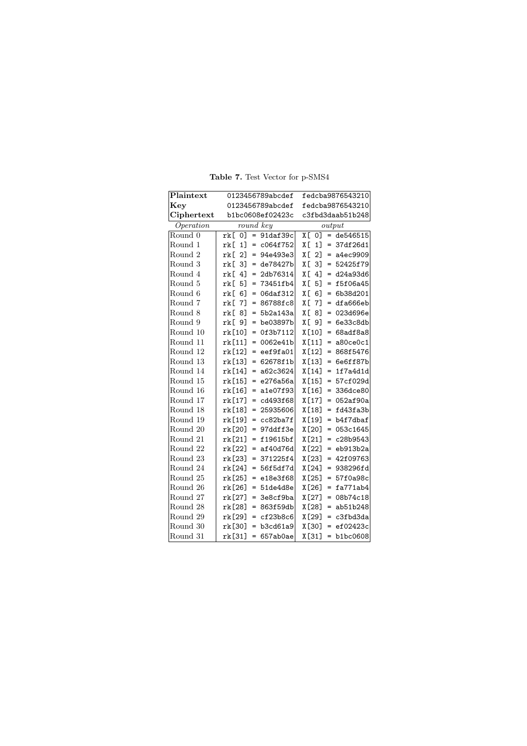**Table 7.** Test Vector for p-SMS4

| **Plaintext** | 0123456789abcdef | fedcba9876543210 |
|---|---|---|
| **Key** | 0123456789abcdef | fedcba9876543210 |
| **Ciphertext** | b1bc0608ef02423c | c3fbd3daab51b248 |
| *Operation* | *round key* | *output* |
| Round 0 | rk[ 0] = 91daf39c | X[ 0] = de546515 |
| Round 1 | rk[ 1] = c064f752 | X[ 1] = 37df26d1 |
| Round 2 | rk[ 2] = 94e493e3 | X[ 2] = a4ec9909 |
| Round 3 | rk[ 3] = de78427b | X[ 3] = 52425f79 |
| Round 4 | rk[ 4] = 2db76314 | X[ 4] = d24a93d6 |
| Round 5 | rk[ 5] = 73451fb4 | X[ 5] = f5f06a45 |
| Round 6 | rk[ 6] = 06daf312 | X[ 6] = 6b38d201 |
| Round 7 | rk[ 7] = 86788fc8 | X[ 7] = dfa666eb |
| Round 8 | rk[ 8] = 5b2a143a | X[ 8] = 023d696e |
| Round 9 | rk[ 9] = be03897b | X[ 9] = 6e33c8db |
| Round 10 | rk[10] = 0f3b7112 | X[10] = 68adf8a8 |
| Round 11 | rk[11] = 0062e41b | X[11] = a80ce0c1 |
| Round 12 | rk[12] = eef9fa01 | X[12] = 868f5476 |
| Round 13 | rk[13] = 62678f1b | X[13] = 6e6ff87b |
| Round 14 | rk[14] = a62c3624 | X[14] = 1f7a4d1d |
| Round 15 | rk[15] = e276a56a | X[15] = 57cf029d |
| Round 16 | rk[16] = a1e07f93 | X[16] = 336dce80 |
| Round 17 | rk[17] = cd493f68 | X[17] = 052af90a |
| Round 18 | rk[18] = 25935606 | X[18] = fd43fa3b |
| Round 19 | rk[19] = cc82ba7f | X[19] = b4f7dbaf |
| Round 20 | rk[20] = 97ddff3e | X[20] = 053c1645 |
| Round 21 | rk[21] = f19615bf | X[21] = c28b9543 |
| Round 22 | rk[22] = af40d76d | X[22] = eb913b2a |
| Round 23 | rk[23] = 371225f4 | X[23] = 42f09763 |
| Round 24 | rk[24] = 56f5df7d | X[24] = 938296fd |
| Round 25 | rk[25] = e18e3f68 | X[25] = 57f0a98c |
| Round 26 | rk[26] = 51de4d8e | X[26] = fa771ab4 |
| Round 27 | rk[27] = 3e8cf9ba | X[27] = 08b74c18 |
| Round 28 | rk[28] = 863f59db | X[28] = ab51b248 |
| Round 29 | rk[29] = cf23b8c6 | X[29] = c3fbd3da |
| Round 30 | rk[30] = b3cd61a9 | X[30] = ef02423c |
| Round 31 | rk[31] = 657ab0ae | X[31] = b1bc0608 |